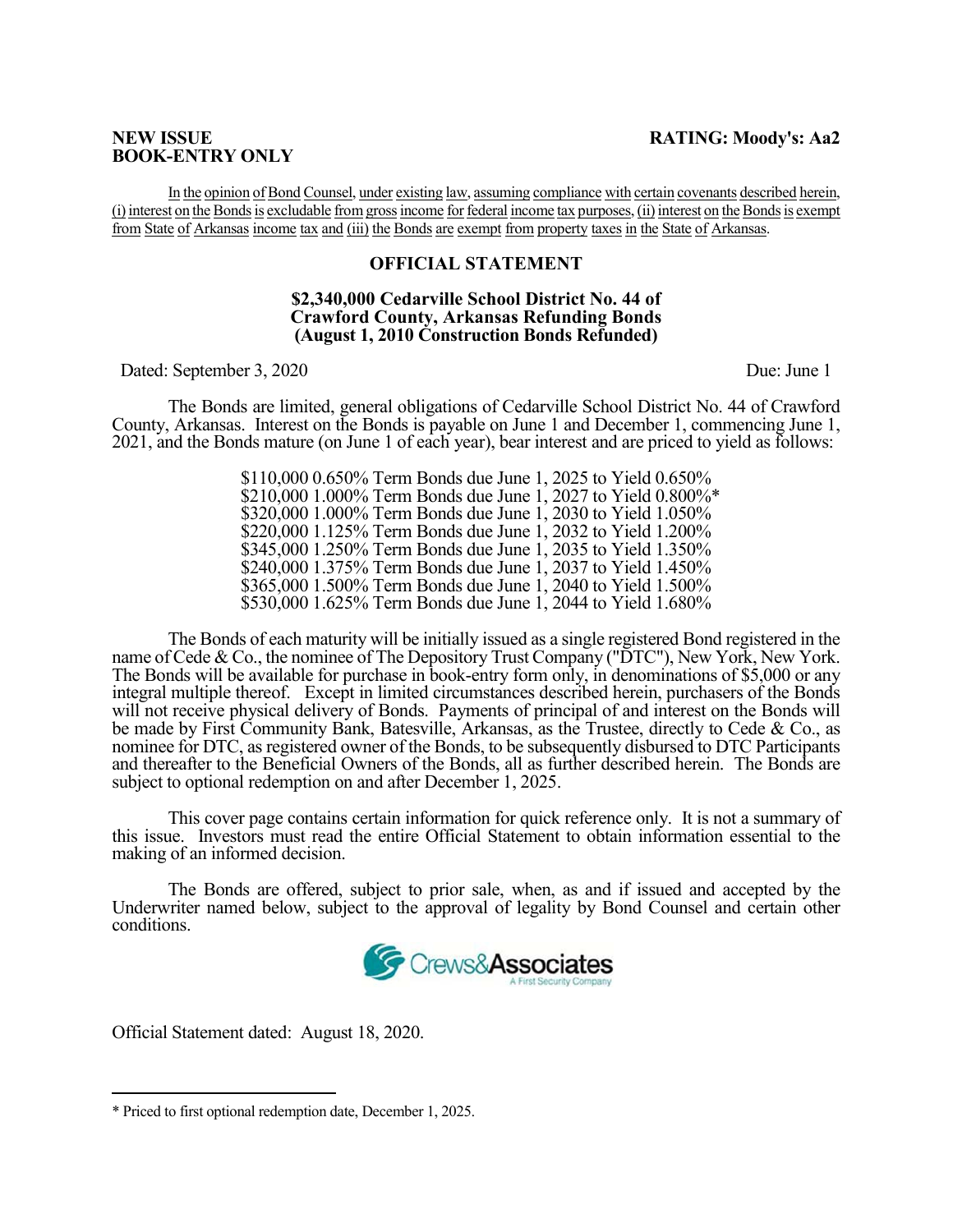**NEW ISSUE**
**BOOK-ENTRY ONLY**

**RATING: Moody's: Aa2**

In the opinion of Bond Counsel, under existing law, assuming compliance with certain covenants described herein, (i) interest on the Bonds is excludable from gross income for federal income tax purposes, (ii) interest on the Bonds is exempt from State of Arkansas income tax and (iii) the Bonds are exempt from property taxes in the State of Arkansas.

## OFFICIAL STATEMENT

### $2,340,000 Cedarville School District No. 44 of Crawford County, Arkansas Refunding Bonds (August 1, 2010 Construction Bonds Refunded)

Dated: September 3, 2020

Due: June 1

The Bonds are limited, general obligations of Cedarville School District No. 44 of Crawford County, Arkansas. Interest on the Bonds is payable on June 1 and December 1, commencing June 1, 2021, and the Bonds mature (on June 1 of each year), bear interest and are priced to yield as follows:

$110,000 0.650% Term Bonds due June 1, 2025 to Yield 0.650%
$210,000 1.000% Term Bonds due June 1, 2027 to Yield 0.800%*
$320,000 1.000% Term Bonds due June 1, 2030 to Yield 1.050%
$220,000 1.125% Term Bonds due June 1, 2032 to Yield 1.200%
$345,000 1.250% Term Bonds due June 1, 2035 to Yield 1.350%
$240,000 1.375% Term Bonds due June 1, 2037 to Yield 1.450%
$365,000 1.500% Term Bonds due June 1, 2040 to Yield 1.500%
$530,000 1.625% Term Bonds due June 1, 2044 to Yield 1.680%

The Bonds of each maturity will be initially issued as a single registered Bond registered in the name of Cede & Co., the nominee of The Depository Trust Company ("DTC"), New York, New York. The Bonds will be available for purchase in book-entry form only, in denominations of $5,000 or any integral multiple thereof. Except in limited circumstances described herein, purchasers of the Bonds will not receive physical delivery of Bonds. Payments of principal of and interest on the Bonds will be made by First Community Bank, Batesville, Arkansas, as the Trustee, directly to Cede & Co., as nominee for DTC, as registered owner of the Bonds, to be subsequently disbursed to DTC Participants and thereafter to the Beneficial Owners of the Bonds, all as further described herein. The Bonds are subject to optional redemption on and after December 1, 2025.

This cover page contains certain information for quick reference only. It is not a summary of this issue. Investors must read the entire Official Statement to obtain information essential to the making of an informed decision.

The Bonds are offered, subject to prior sale, when, as and if issued and accepted by the Underwriter named below, subject to the approval of legality by Bond Counsel and certain other conditions.

Crews&Associates
A First Security Company

Official Statement dated: August 18, 2020.

---

\* Priced to first optional redemption date, December 1, 2025.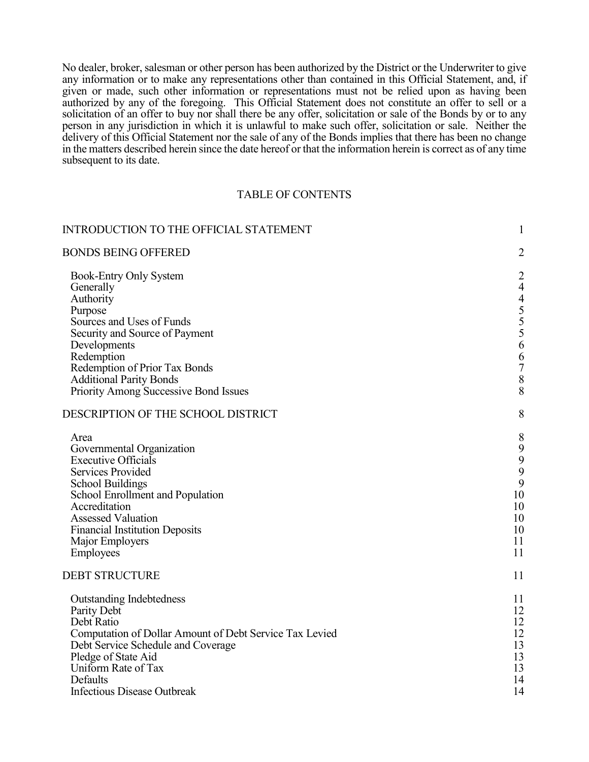No dealer, broker, salesman or other person has been authorized by the District or the Underwriter to give any information or to make any representations other than contained in this Official Statement, and, if given or made, such other information or representations must not be relied upon as having been authorized by any of the foregoing. This Official Statement does not constitute an offer to sell or a solicitation of an offer to buy nor shall there be any offer, solicitation or sale of the Bonds by or to any person in any jurisdiction in which it is unlawful to make such offer, solicitation or sale. Neither the delivery of this Official Statement nor the sale of any of the Bonds implies that there has been no change in the matters described herein since the date hereof or that the information herein is correct as of any time subsequent to its date.

## TABLE OF CONTENTS

| | |
|---|---|
| INTRODUCTION TO THE OFFICIAL STATEMENT | 1 |
| BONDS BEING OFFERED | 2 |
| Book-Entry Only System | 2 |
| Generally | 4 |
| Authority | 4 |
| Purpose | 5 |
| Sources and Uses of Funds | 5 |
| Security and Source of Payment | 5 |
| Developments | 6 |
| Redemption | 6 |
| Redemption of Prior Tax Bonds | 7 |
| Additional Parity Bonds | 8 |
| Priority Among Successive Bond Issues | 8 |
| DESCRIPTION OF THE SCHOOL DISTRICT | 8 |
| Area | 8 |
| Governmental Organization | 9 |
| Executive Officials | 9 |
| Services Provided | 9 |
| School Buildings | 9 |
| School Enrollment and Population | 10 |
| Accreditation | 10 |
| Assessed Valuation | 10 |
| Financial Institution Deposits | 10 |
| Major Employers | 11 |
| Employees | 11 |
| DEBT STRUCTURE | 11 |
| Outstanding Indebtedness | 11 |
| Parity Debt | 12 |
| Debt Ratio | 12 |
| Computation of Dollar Amount of Debt Service Tax Levied | 12 |
| Debt Service Schedule and Coverage | 13 |
| Pledge of State Aid | 13 |
| Uniform Rate of Tax | 13 |
| Defaults | 14 |
| Infectious Disease Outbreak | 14 |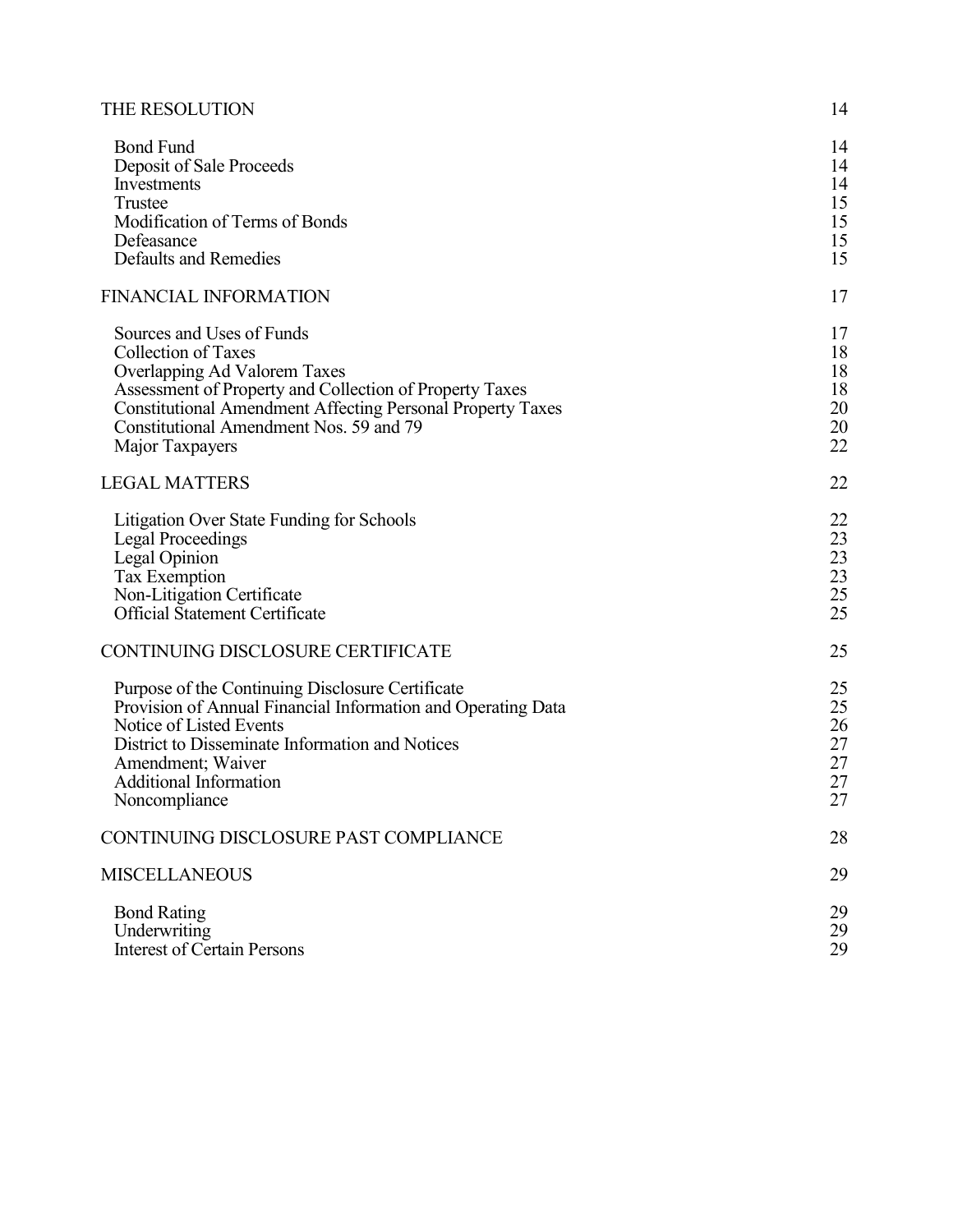| | |
|---|---|
| THE RESOLUTION | 14 |
| Bond Fund | 14 |
| Deposit of Sale Proceeds | 14 |
| Investments | 14 |
| Trustee | 15 |
| Modification of Terms of Bonds | 15 |
| Defeasance | 15 |
| Defaults and Remedies | 15 |
| FINANCIAL INFORMATION | 17 |
| Sources and Uses of Funds | 17 |
| Collection of Taxes | 18 |
| Overlapping Ad Valorem Taxes | 18 |
| Assessment of Property and Collection of Property Taxes | 18 |
| Constitutional Amendment Affecting Personal Property Taxes | 20 |
| Constitutional Amendment Nos. 59 and 79 | 20 |
| Major Taxpayers | 22 |
| LEGAL MATTERS | 22 |
| Litigation Over State Funding for Schools | 22 |
| Legal Proceedings | 23 |
| Legal Opinion | 23 |
| Tax Exemption | 23 |
| Non-Litigation Certificate | 25 |
| Official Statement Certificate | 25 |
| CONTINUING DISCLOSURE CERTIFICATE | 25 |
| Purpose of the Continuing Disclosure Certificate | 25 |
| Provision of Annual Financial Information and Operating Data | 25 |
| Notice of Listed Events | 26 |
| District to Disseminate Information and Notices | 27 |
| Amendment; Waiver | 27 |
| Additional Information | 27 |
| Noncompliance | 27 |
| CONTINUING DISCLOSURE PAST COMPLIANCE | 28 |
| MISCELLANEOUS | 29 |
| Bond Rating | 29 |
| Underwriting | 29 |
| Interest of Certain Persons | 29 |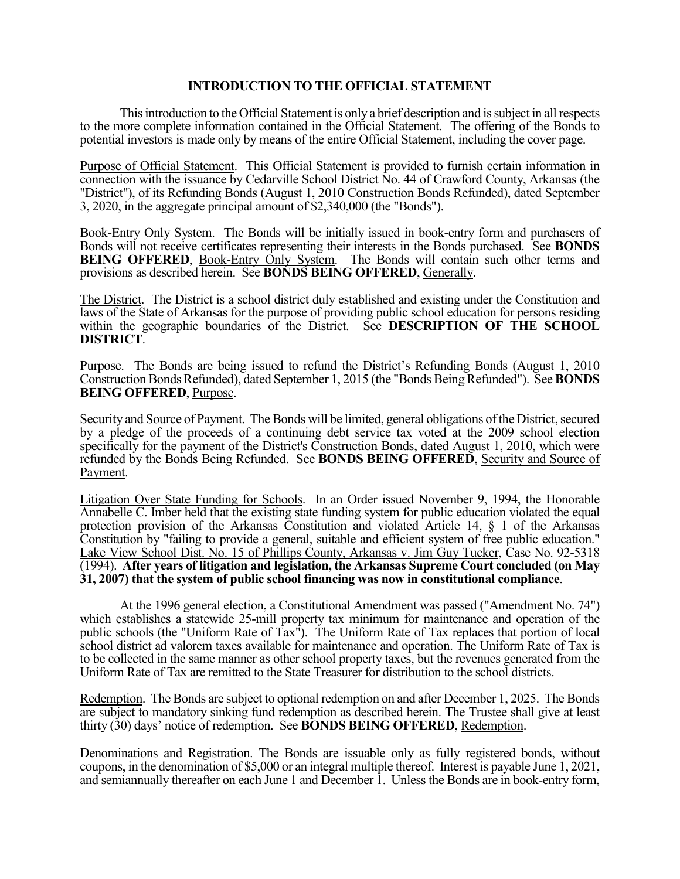## INTRODUCTION TO THE OFFICIAL STATEMENT

This introduction to the Official Statement is only a brief description and is subject in all respects to the more complete information contained in the Official Statement. The offering of the Bonds to potential investors is made only by means of the entire Official Statement, including the cover page.

Purpose of Official Statement. This Official Statement is provided to furnish certain information in connection with the issuance by Cedarville School District No. 44 of Crawford County, Arkansas (the "District"), of its Refunding Bonds (August 1, 2010 Construction Bonds Refunded), dated September 3, 2020, in the aggregate principal amount of $2,340,000 (the "Bonds").

Book-Entry Only System. The Bonds will be initially issued in book-entry form and purchasers of Bonds will not receive certificates representing their interests in the Bonds purchased. See **BONDS BEING OFFERED**, Book-Entry Only System. The Bonds will contain such other terms and provisions as described herein. See **BONDS BEING OFFERED**, Generally.

The District. The District is a school district duly established and existing under the Constitution and laws of the State of Arkansas for the purpose of providing public school education for persons residing within the geographic boundaries of the District. See **DESCRIPTION OF THE SCHOOL DISTRICT**.

Purpose. The Bonds are being issued to refund the District's Refunding Bonds (August 1, 2010 Construction Bonds Refunded), dated September 1, 2015 (the "Bonds Being Refunded"). See **BONDS BEING OFFERED**, Purpose.

Security and Source of Payment. The Bonds will be limited, general obligations of the District, secured by a pledge of the proceeds of a continuing debt service tax voted at the 2009 school election specifically for the payment of the District's Construction Bonds, dated August 1, 2010, which were refunded by the Bonds Being Refunded. See **BONDS BEING OFFERED**, Security and Source of Payment.

Litigation Over State Funding for Schools. In an Order issued November 9, 1994, the Honorable Annabelle C. Imber held that the existing state funding system for public education violated the equal protection provision of the Arkansas Constitution and violated Article 14, § 1 of the Arkansas Constitution by "failing to provide a general, suitable and efficient system of free public education." Lake View School Dist. No. 15 of Phillips County, Arkansas v. Jim Guy Tucker, Case No. 92-5318 (1994). **After years of litigation and legislation, the Arkansas Supreme Court concluded (on May 31, 2007) that the system of public school financing was now in constitutional compliance**.

At the 1996 general election, a Constitutional Amendment was passed ("Amendment No. 74") which establishes a statewide 25-mill property tax minimum for maintenance and operation of the public schools (the "Uniform Rate of Tax"). The Uniform Rate of Tax replaces that portion of local school district ad valorem taxes available for maintenance and operation. The Uniform Rate of Tax is to be collected in the same manner as other school property taxes, but the revenues generated from the Uniform Rate of Tax are remitted to the State Treasurer for distribution to the school districts.

Redemption. The Bonds are subject to optional redemption on and after December 1, 2025. The Bonds are subject to mandatory sinking fund redemption as described herein. The Trustee shall give at least thirty (30) days' notice of redemption. See **BONDS BEING OFFERED**, Redemption.

Denominations and Registration. The Bonds are issuable only as fully registered bonds, without coupons, in the denomination of $5,000 or an integral multiple thereof. Interest is payable June 1, 2021, and semiannually thereafter on each June 1 and December 1. Unless the Bonds are in book-entry form,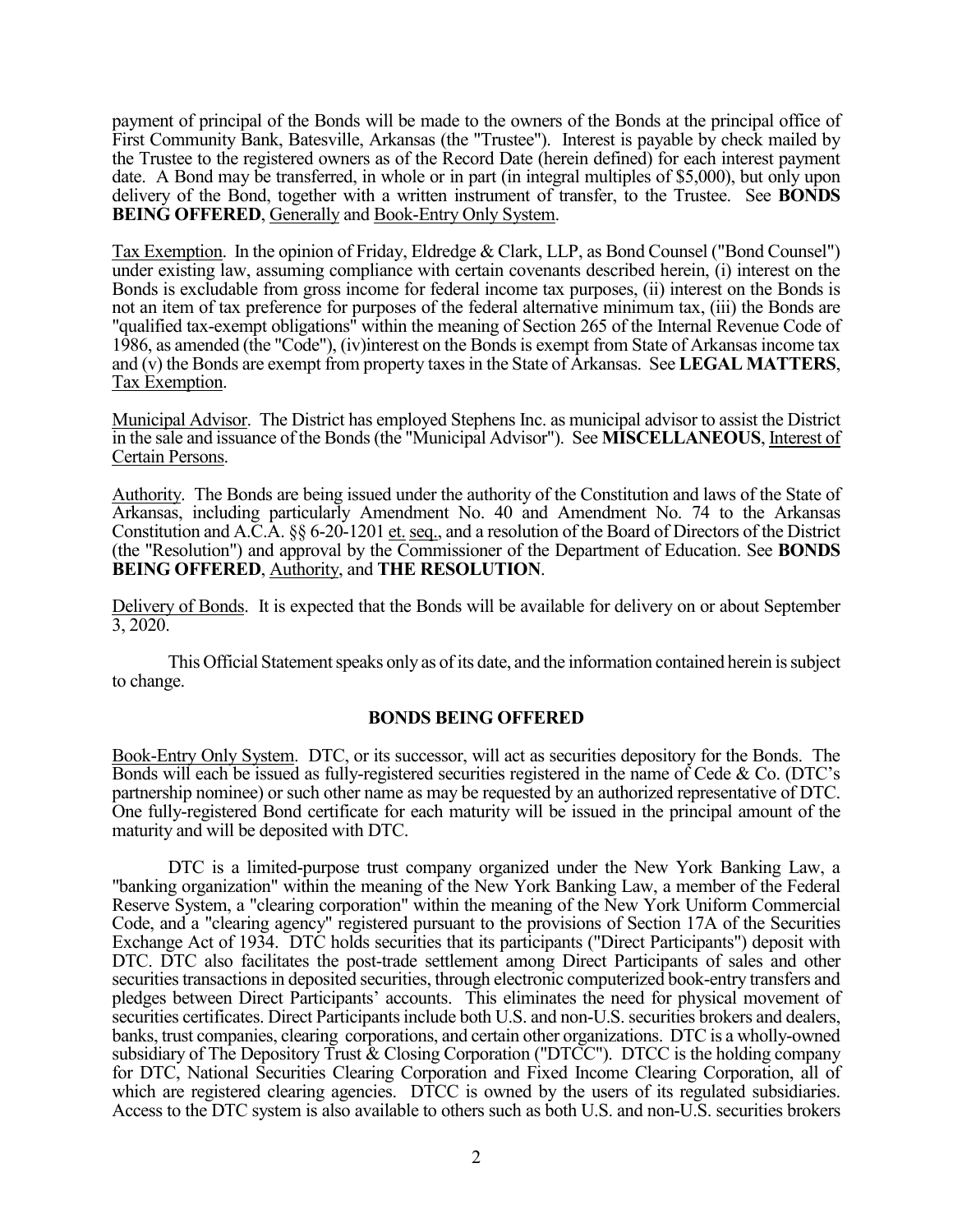payment of principal of the Bonds will be made to the owners of the Bonds at the principal office of First Community Bank, Batesville, Arkansas (the "Trustee"). Interest is payable by check mailed by the Trustee to the registered owners as of the Record Date (herein defined) for each interest payment date. A Bond may be transferred, in whole or in part (in integral multiples of $5,000), but only upon delivery of the Bond, together with a written instrument of transfer, to the Trustee. See **BONDS BEING OFFERED**, Generally and Book-Entry Only System.

Tax Exemption. In the opinion of Friday, Eldredge & Clark, LLP, as Bond Counsel ("Bond Counsel") under existing law, assuming compliance with certain covenants described herein, (i) interest on the Bonds is excludable from gross income for federal income tax purposes, (ii) interest on the Bonds is not an item of tax preference for purposes of the federal alternative minimum tax, (iii) the Bonds are "qualified tax-exempt obligations" within the meaning of Section 265 of the Internal Revenue Code of 1986, as amended (the "Code"), (iv)interest on the Bonds is exempt from State of Arkansas income tax and (v) the Bonds are exempt from property taxes in the State of Arkansas. See **LEGAL MATTERS**, Tax Exemption.

Municipal Advisor. The District has employed Stephens Inc. as municipal advisor to assist the District in the sale and issuance of the Bonds (the "Municipal Advisor"). See **MISCELLANEOUS**, Interest of Certain Persons.

Authority. The Bonds are being issued under the authority of the Constitution and laws of the State of Arkansas, including particularly Amendment No. 40 and Amendment No. 74 to the Arkansas Constitution and A.C.A. §§ 6-20-1201 et. seq., and a resolution of the Board of Directors of the District (the "Resolution") and approval by the Commissioner of the Department of Education. See **BONDS BEING OFFERED**, Authority, and **THE RESOLUTION**.

Delivery of Bonds. It is expected that the Bonds will be available for delivery on or about September 3, 2020.

This Official Statement speaks only as of its date, and the information contained herein is subject to change.

## BONDS BEING OFFERED

Book-Entry Only System. DTC, or its successor, will act as securities depository for the Bonds. The Bonds will each be issued as fully-registered securities registered in the name of Cede & Co. (DTC's partnership nominee) or such other name as may be requested by an authorized representative of DTC. One fully-registered Bond certificate for each maturity will be issued in the principal amount of the maturity and will be deposited with DTC.

DTC is a limited-purpose trust company organized under the New York Banking Law, a "banking organization" within the meaning of the New York Banking Law, a member of the Federal Reserve System, a "clearing corporation" within the meaning of the New York Uniform Commercial Code, and a "clearing agency" registered pursuant to the provisions of Section 17A of the Securities Exchange Act of 1934. DTC holds securities that its participants ("Direct Participants") deposit with DTC. DTC also facilitates the post-trade settlement among Direct Participants of sales and other securities transactions in deposited securities, through electronic computerized book-entry transfers and pledges between Direct Participants' accounts. This eliminates the need for physical movement of securities certificates. Direct Participants include both U.S. and non-U.S. securities brokers and dealers, banks, trust companies, clearing corporations, and certain other organizations. DTC is a wholly-owned subsidiary of The Depository Trust & Closing Corporation ("DTCC"). DTCC is the holding company for DTC, National Securities Clearing Corporation and Fixed Income Clearing Corporation, all of which are registered clearing agencies. DTCC is owned by the users of its regulated subsidiaries. Access to the DTC system is also available to others such as both U.S. and non-U.S. securities brokers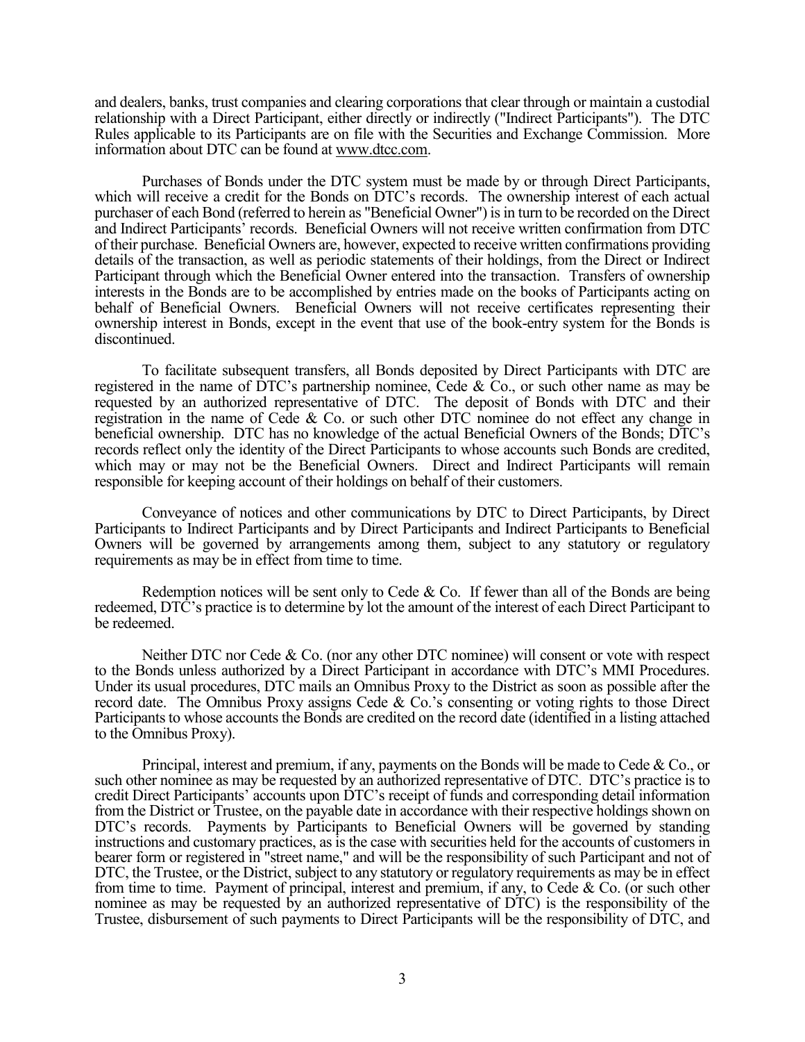and dealers, banks, trust companies and clearing corporations that clear through or maintain a custodial relationship with a Direct Participant, either directly or indirectly ("Indirect Participants"). The DTC Rules applicable to its Participants are on file with the Securities and Exchange Commission. More information about DTC can be found at www.dtcc.com.

Purchases of Bonds under the DTC system must be made by or through Direct Participants, which will receive a credit for the Bonds on DTC's records. The ownership interest of each actual purchaser of each Bond (referred to herein as "Beneficial Owner") is in turn to be recorded on the Direct and Indirect Participants' records. Beneficial Owners will not receive written confirmation from DTC of their purchase. Beneficial Owners are, however, expected to receive written confirmations providing details of the transaction, as well as periodic statements of their holdings, from the Direct or Indirect Participant through which the Beneficial Owner entered into the transaction. Transfers of ownership interests in the Bonds are to be accomplished by entries made on the books of Participants acting on behalf of Beneficial Owners. Beneficial Owners will not receive certificates representing their ownership interest in Bonds, except in the event that use of the book-entry system for the Bonds is discontinued.

To facilitate subsequent transfers, all Bonds deposited by Direct Participants with DTC are registered in the name of DTC's partnership nominee, Cede & Co., or such other name as may be requested by an authorized representative of DTC. The deposit of Bonds with DTC and their registration in the name of Cede & Co. or such other DTC nominee do not effect any change in beneficial ownership. DTC has no knowledge of the actual Beneficial Owners of the Bonds; DTC's records reflect only the identity of the Direct Participants to whose accounts such Bonds are credited, which may or may not be the Beneficial Owners. Direct and Indirect Participants will remain responsible for keeping account of their holdings on behalf of their customers.

Conveyance of notices and other communications by DTC to Direct Participants, by Direct Participants to Indirect Participants and by Direct Participants and Indirect Participants to Beneficial Owners will be governed by arrangements among them, subject to any statutory or regulatory requirements as may be in effect from time to time.

Redemption notices will be sent only to Cede & Co. If fewer than all of the Bonds are being redeemed, DTC's practice is to determine by lot the amount of the interest of each Direct Participant to be redeemed.

Neither DTC nor Cede & Co. (nor any other DTC nominee) will consent or vote with respect to the Bonds unless authorized by a Direct Participant in accordance with DTC's MMI Procedures. Under its usual procedures, DTC mails an Omnibus Proxy to the District as soon as possible after the record date. The Omnibus Proxy assigns Cede & Co.'s consenting or voting rights to those Direct Participants to whose accounts the Bonds are credited on the record date (identified in a listing attached to the Omnibus Proxy).

Principal, interest and premium, if any, payments on the Bonds will be made to Cede & Co., or such other nominee as may be requested by an authorized representative of DTC. DTC's practice is to credit Direct Participants' accounts upon DTC's receipt of funds and corresponding detail information from the District or Trustee, on the payable date in accordance with their respective holdings shown on DTC's records. Payments by Participants to Beneficial Owners will be governed by standing instructions and customary practices, as is the case with securities held for the accounts of customers in bearer form or registered in "street name," and will be the responsibility of such Participant and not of DTC, the Trustee, or the District, subject to any statutory or regulatory requirements as may be in effect from time to time. Payment of principal, interest and premium, if any, to Cede & Co. (or such other nominee as may be requested by an authorized representative of DTC) is the responsibility of the Trustee, disbursement of such payments to Direct Participants will be the responsibility of DTC, and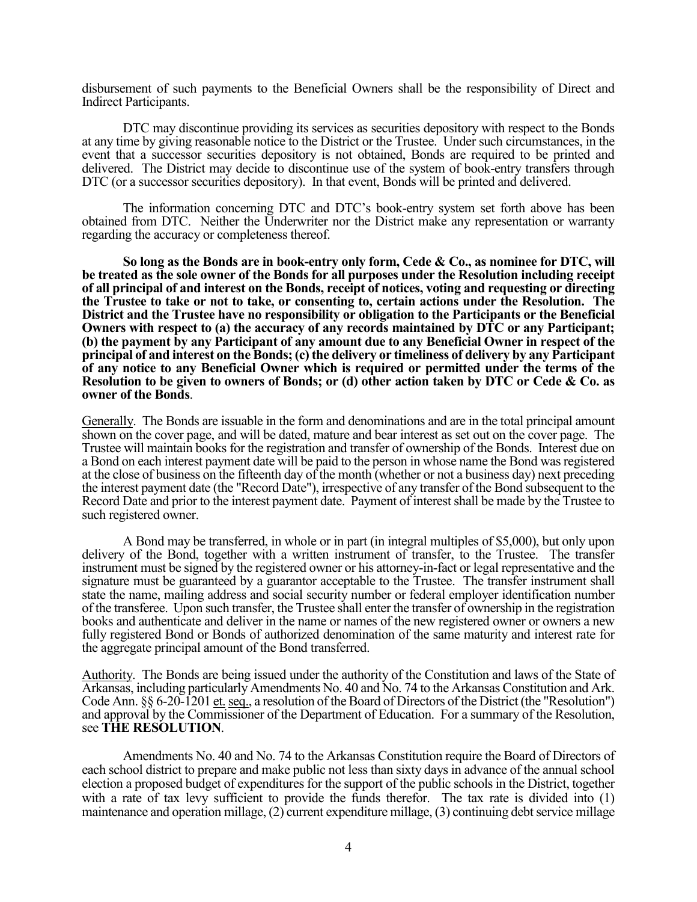disbursement of such payments to the Beneficial Owners shall be the responsibility of Direct and Indirect Participants.

DTC may discontinue providing its services as securities depository with respect to the Bonds at any time by giving reasonable notice to the District or the Trustee. Under such circumstances, in the event that a successor securities depository is not obtained, Bonds are required to be printed and delivered. The District may decide to discontinue use of the system of book-entry transfers through DTC (or a successor securities depository). In that event, Bonds will be printed and delivered.

The information concerning DTC and DTC's book-entry system set forth above has been obtained from DTC. Neither the Underwriter nor the District make any representation or warranty regarding the accuracy or completeness thereof.

**So long as the Bonds are in book-entry only form, Cede & Co., as nominee for DTC, will be treated as the sole owner of the Bonds for all purposes under the Resolution including receipt of all principal of and interest on the Bonds, receipt of notices, voting and requesting or directing the Trustee to take or not to take, or consenting to, certain actions under the Resolution. The District and the Trustee have no responsibility or obligation to the Participants or the Beneficial Owners with respect to (a) the accuracy of any records maintained by DTC or any Participant; (b) the payment by any Participant of any amount due to any Beneficial Owner in respect of the principal of and interest on the Bonds; (c) the delivery or timeliness of delivery by any Participant of any notice to any Beneficial Owner which is required or permitted under the terms of the Resolution to be given to owners of Bonds; or (d) other action taken by DTC or Cede & Co. as owner of the Bonds**.

Generally. The Bonds are issuable in the form and denominations and are in the total principal amount shown on the cover page, and will be dated, mature and bear interest as set out on the cover page. The Trustee will maintain books for the registration and transfer of ownership of the Bonds. Interest due on a Bond on each interest payment date will be paid to the person in whose name the Bond was registered at the close of business on the fifteenth day of the month (whether or not a business day) next preceding the interest payment date (the "Record Date"), irrespective of any transfer of the Bond subsequent to the Record Date and prior to the interest payment date. Payment of interest shall be made by the Trustee to such registered owner.

A Bond may be transferred, in whole or in part (in integral multiples of $5,000), but only upon delivery of the Bond, together with a written instrument of transfer, to the Trustee. The transfer instrument must be signed by the registered owner or his attorney-in-fact or legal representative and the signature must be guaranteed by a guarantor acceptable to the Trustee. The transfer instrument shall state the name, mailing address and social security number or federal employer identification number of the transferee. Upon such transfer, the Trustee shall enter the transfer of ownership in the registration books and authenticate and deliver in the name or names of the new registered owner or owners a new fully registered Bond or Bonds of authorized denomination of the same maturity and interest rate for the aggregate principal amount of the Bond transferred.

Authority. The Bonds are being issued under the authority of the Constitution and laws of the State of Arkansas, including particularly Amendments No. 40 and No. 74 to the Arkansas Constitution and Ark. Code Ann. §§ 6-20-1201 et. seq., a resolution of the Board of Directors of the District (the "Resolution") and approval by the Commissioner of the Department of Education. For a summary of the Resolution, see **THE RESOLUTION**.

Amendments No. 40 and No. 74 to the Arkansas Constitution require the Board of Directors of each school district to prepare and make public not less than sixty days in advance of the annual school election a proposed budget of expenditures for the support of the public schools in the District, together with a rate of tax levy sufficient to provide the funds therefor. The tax rate is divided into (1) maintenance and operation millage, (2) current expenditure millage, (3) continuing debt service millage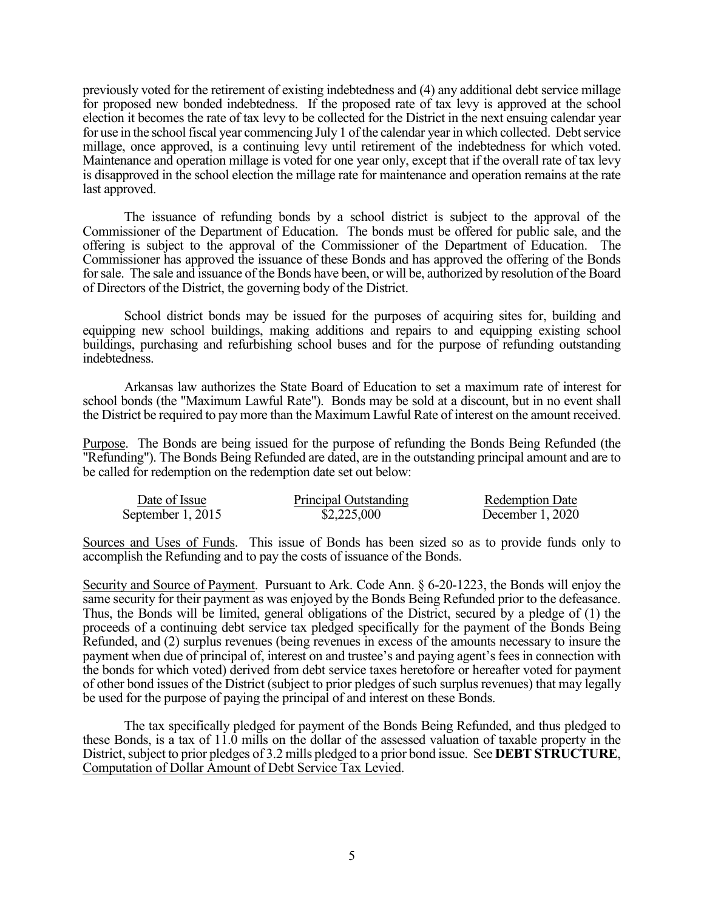previously voted for the retirement of existing indebtedness and (4) any additional debt service millage for proposed new bonded indebtedness. If the proposed rate of tax levy is approved at the school election it becomes the rate of tax levy to be collected for the District in the next ensuing calendar year for use in the school fiscal year commencing July 1 of the calendar year in which collected. Debt service millage, once approved, is a continuing levy until retirement of the indebtedness for which voted. Maintenance and operation millage is voted for one year only, except that if the overall rate of tax levy is disapproved in the school election the millage rate for maintenance and operation remains at the rate last approved.

The issuance of refunding bonds by a school district is subject to the approval of the Commissioner of the Department of Education. The bonds must be offered for public sale, and the offering is subject to the approval of the Commissioner of the Department of Education. The Commissioner has approved the issuance of these Bonds and has approved the offering of the Bonds for sale. The sale and issuance of the Bonds have been, or will be, authorized by resolution of the Board of Directors of the District, the governing body of the District.

School district bonds may be issued for the purposes of acquiring sites for, building and equipping new school buildings, making additions and repairs to and equipping existing school buildings, purchasing and refurbishing school buses and for the purpose of refunding outstanding indebtedness.

Arkansas law authorizes the State Board of Education to set a maximum rate of interest for school bonds (the "Maximum Lawful Rate"). Bonds may be sold at a discount, but in no event shall the District be required to pay more than the Maximum Lawful Rate of interest on the amount received.

Purpose. The Bonds are being issued for the purpose of refunding the Bonds Being Refunded (the "Refunding"). The Bonds Being Refunded are dated, are in the outstanding principal amount and are to be called for redemption on the redemption date set out below:

| Date of Issue | Principal Outstanding | Redemption Date |
|---|---|---|
| September 1, 2015 | $2,225,000 | December 1, 2020 |

Sources and Uses of Funds. This issue of Bonds has been sized so as to provide funds only to accomplish the Refunding and to pay the costs of issuance of the Bonds.

Security and Source of Payment. Pursuant to Ark. Code Ann. § 6-20-1223, the Bonds will enjoy the same security for their payment as was enjoyed by the Bonds Being Refunded prior to the defeasance. Thus, the Bonds will be limited, general obligations of the District, secured by a pledge of (1) the proceeds of a continuing debt service tax pledged specifically for the payment of the Bonds Being Refunded, and (2) surplus revenues (being revenues in excess of the amounts necessary to insure the payment when due of principal of, interest on and trustee's and paying agent's fees in connection with the bonds for which voted) derived from debt service taxes heretofore or hereafter voted for payment of other bond issues of the District (subject to prior pledges of such surplus revenues) that may legally be used for the purpose of paying the principal of and interest on these Bonds.

The tax specifically pledged for payment of the Bonds Being Refunded, and thus pledged to these Bonds, is a tax of 11.0 mills on the dollar of the assessed valuation of taxable property in the District, subject to prior pledges of 3.2 mills pledged to a prior bond issue. See **DEBT STRUCTURE**, Computation of Dollar Amount of Debt Service Tax Levied.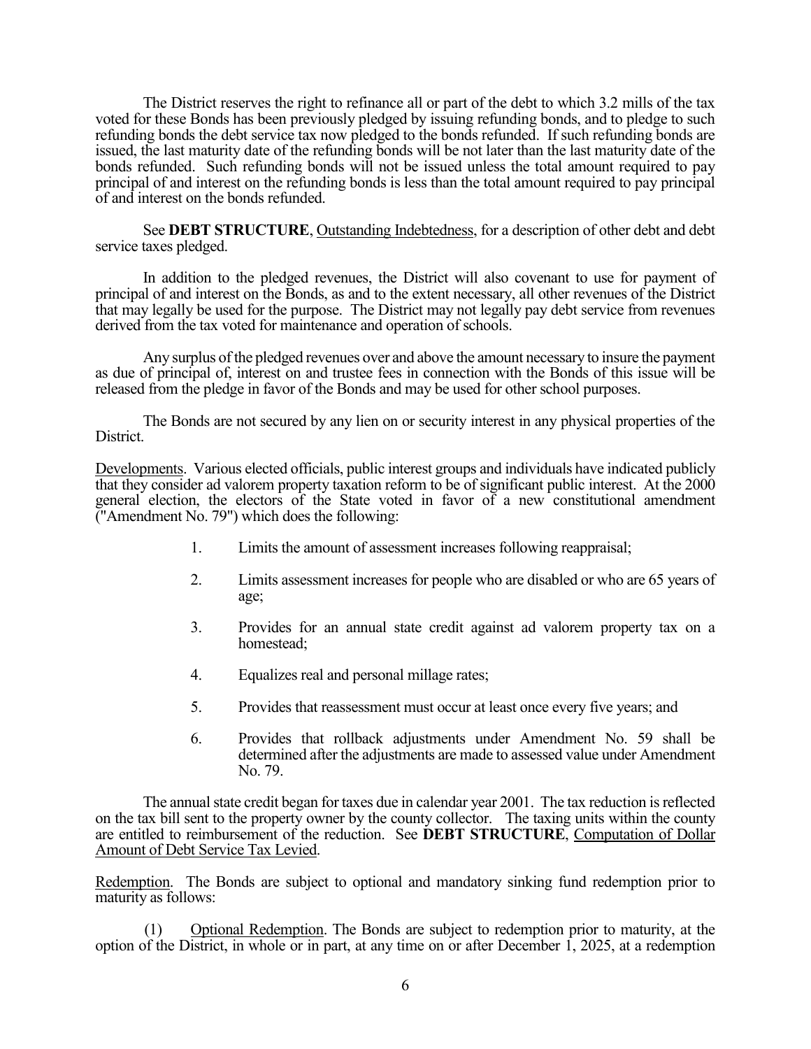The District reserves the right to refinance all or part of the debt to which 3.2 mills of the tax voted for these Bonds has been previously pledged by issuing refunding bonds, and to pledge to such refunding bonds the debt service tax now pledged to the bonds refunded. If such refunding bonds are issued, the last maturity date of the refunding bonds will be not later than the last maturity date of the bonds refunded. Such refunding bonds will not be issued unless the total amount required to pay principal of and interest on the refunding bonds is less than the total amount required to pay principal of and interest on the bonds refunded.

See **DEBT STRUCTURE**, Outstanding Indebtedness, for a description of other debt and debt service taxes pledged.

In addition to the pledged revenues, the District will also covenant to use for payment of principal of and interest on the Bonds, as and to the extent necessary, all other revenues of the District that may legally be used for the purpose. The District may not legally pay debt service from revenues derived from the tax voted for maintenance and operation of schools.

Any surplus of the pledged revenues over and above the amount necessary to insure the payment as due of principal of, interest on and trustee fees in connection with the Bonds of this issue will be released from the pledge in favor of the Bonds and may be used for other school purposes.

The Bonds are not secured by any lien on or security interest in any physical properties of the District.

Developments. Various elected officials, public interest groups and individuals have indicated publicly that they consider ad valorem property taxation reform to be of significant public interest. At the 2000 general election, the electors of the State voted in favor of a new constitutional amendment ("Amendment No. 79") which does the following:

1. Limits the amount of assessment increases following reappraisal;
2. Limits assessment increases for people who are disabled or who are 65 years of age;
3. Provides for an annual state credit against ad valorem property tax on a homestead;
4. Equalizes real and personal millage rates;
5. Provides that reassessment must occur at least once every five years; and
6. Provides that rollback adjustments under Amendment No. 59 shall be determined after the adjustments are made to assessed value under Amendment No. 79.

The annual state credit began for taxes due in calendar year 2001. The tax reduction is reflected on the tax bill sent to the property owner by the county collector. The taxing units within the county are entitled to reimbursement of the reduction. See **DEBT STRUCTURE**, Computation of Dollar Amount of Debt Service Tax Levied.

Redemption. The Bonds are subject to optional and mandatory sinking fund redemption prior to maturity as follows:

(1) Optional Redemption. The Bonds are subject to redemption prior to maturity, at the option of the District, in whole or in part, at any time on or after December 1, 2025, at a redemption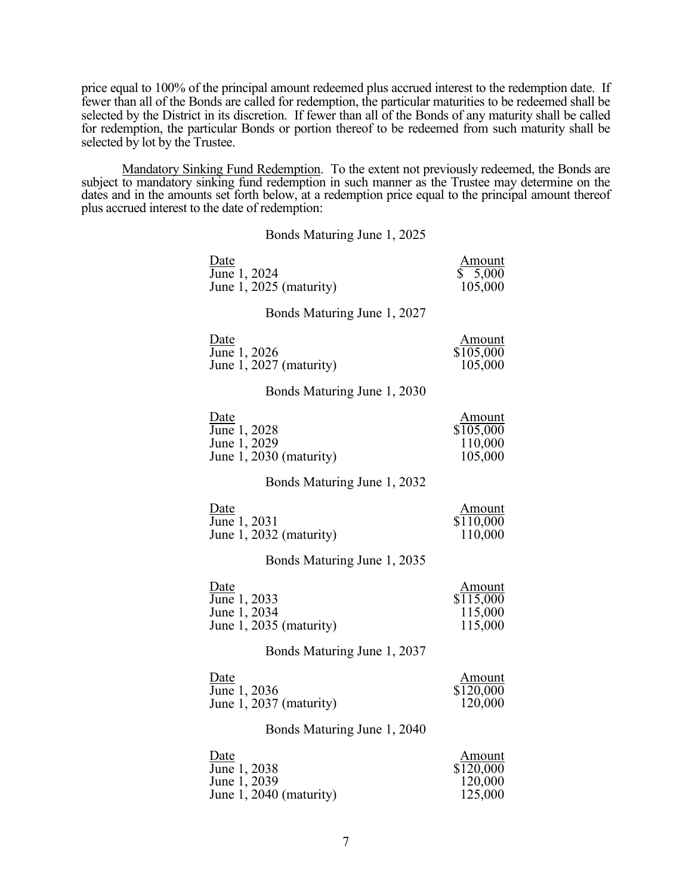price equal to 100% of the principal amount redeemed plus accrued interest to the redemption date. If fewer than all of the Bonds are called for redemption, the particular maturities to be redeemed shall be selected by the District in its discretion. If fewer than all of the Bonds of any maturity shall be called for redemption, the particular Bonds or portion thereof to be redeemed from such maturity shall be selected by lot by the Trustee.

Mandatory Sinking Fund Redemption. To the extent not previously redeemed, the Bonds are subject to mandatory sinking fund redemption in such manner as the Trustee may determine on the dates and in the amounts set forth below, at a redemption price equal to the principal amount thereof plus accrued interest to the date of redemption:

Bonds Maturing June 1, 2025

| Date | Amount |
|---|---|
| June 1, 2024 | $ 5,000 |
| June 1, 2025 (maturity) | 105,000 |

Bonds Maturing June 1, 2027

| Date | Amount |
|---|---|
| June 1, 2026 | $105,000 |
| June 1, 2027 (maturity) | 105,000 |

Bonds Maturing June 1, 2030

| Date | Amount |
|---|---|
| June 1, 2028 | $105,000 |
| June 1, 2029 | 110,000 |
| June 1, 2030 (maturity) | 105,000 |

Bonds Maturing June 1, 2032

| Date | Amount |
|---|---|
| June 1, 2031 | $110,000 |
| June 1, 2032 (maturity) | 110,000 |

Bonds Maturing June 1, 2035

| Date | Amount |
|---|---|
| June 1, 2033 | $115,000 |
| June 1, 2034 | 115,000 |
| June 1, 2035 (maturity) | 115,000 |

Bonds Maturing June 1, 2037

| Date | Amount |
|---|---|
| June 1, 2036 | $120,000 |
| June 1, 2037 (maturity) | 120,000 |

Bonds Maturing June 1, 2040

| Date | Amount |
|---|---|
| June 1, 2038 | $120,000 |
| June 1, 2039 | 120,000 |
| June 1, 2040 (maturity) | 125,000 |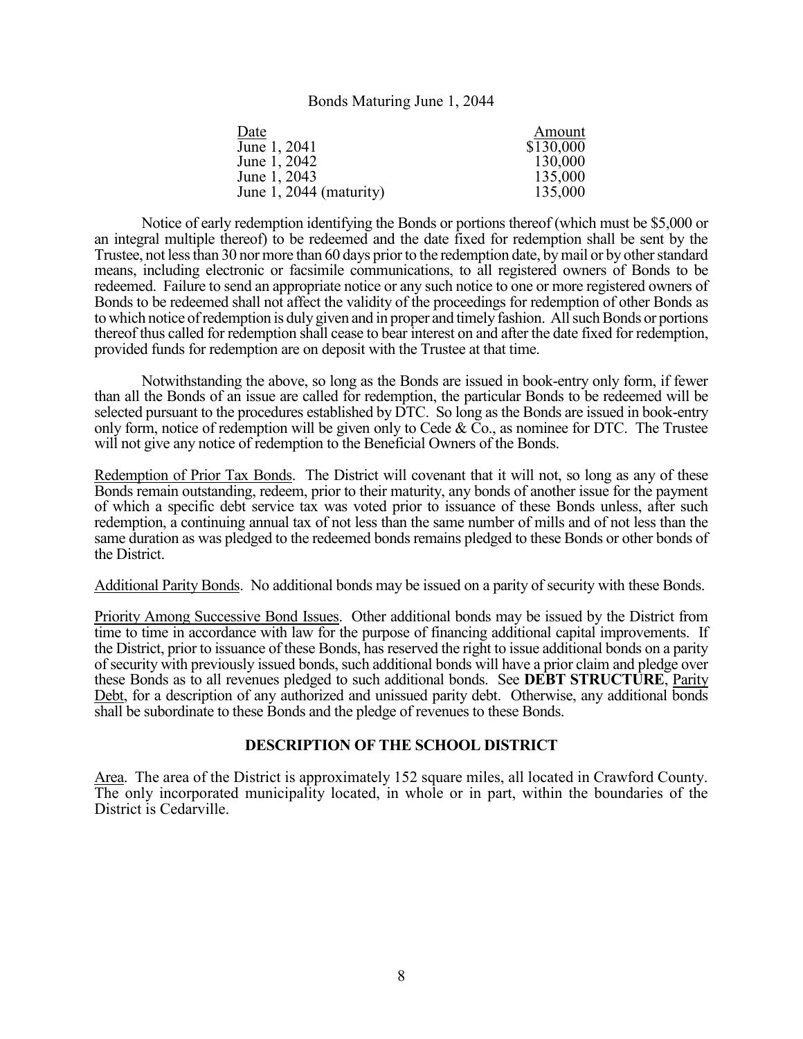Bonds Maturing June 1, 2044

| Date | Amount |
|---|---|
| June 1, 2041 | $130,000 |
| June 1, 2042 | 130,000 |
| June 1, 2043 | 135,000 |
| June 1, 2044 (maturity) | 135,000 |

Notice of early redemption identifying the Bonds or portions thereof (which must be $5,000 or an integral multiple thereof) to be redeemed and the date fixed for redemption shall be sent by the Trustee, not less than 30 nor more than 60 days prior to the redemption date, by mail or by other standard means, including electronic or facsimile communications, to all registered owners of Bonds to be redeemed. Failure to send an appropriate notice or any such notice to one or more registered owners of Bonds to be redeemed shall not affect the validity of the proceedings for redemption of other Bonds as to which notice of redemption is duly given and in proper and timely fashion. All such Bonds or portions thereof thus called for redemption shall cease to bear interest on and after the date fixed for redemption, provided funds for redemption are on deposit with the Trustee at that time.

Notwithstanding the above, so long as the Bonds are issued in book-entry only form, if fewer than all the Bonds of an issue are called for redemption, the particular Bonds to be redeemed will be selected pursuant to the procedures established by DTC. So long as the Bonds are issued in book-entry only form, notice of redemption will be given only to Cede & Co., as nominee for DTC. The Trustee will not give any notice of redemption to the Beneficial Owners of the Bonds.

Redemption of Prior Tax Bonds. The District will covenant that it will not, so long as any of these Bonds remain outstanding, redeem, prior to their maturity, any bonds of another issue for the payment of which a specific debt service tax was voted prior to issuance of these Bonds unless, after such redemption, a continuing annual tax of not less than the same number of mills and of not less than the same duration as was pledged to the redeemed bonds remains pledged to these Bonds or other bonds of the District.

Additional Parity Bonds. No additional bonds may be issued on a parity of security with these Bonds.

Priority Among Successive Bond Issues. Other additional bonds may be issued by the District from time to time in accordance with law for the purpose of financing additional capital improvements. If the District, prior to issuance of these Bonds, has reserved the right to issue additional bonds on a parity of security with previously issued bonds, such additional bonds will have a prior claim and pledge over these Bonds as to all revenues pledged to such additional bonds. See **DEBT STRUCTURE**, Parity Debt, for a description of any authorized and unissued parity debt. Otherwise, any additional bonds shall be subordinate to these Bonds and the pledge of revenues to these Bonds.

## DESCRIPTION OF THE SCHOOL DISTRICT

Area. The area of the District is approximately 152 square miles, all located in Crawford County. The only incorporated municipality located, in whole or in part, within the boundaries of the District is Cedarville.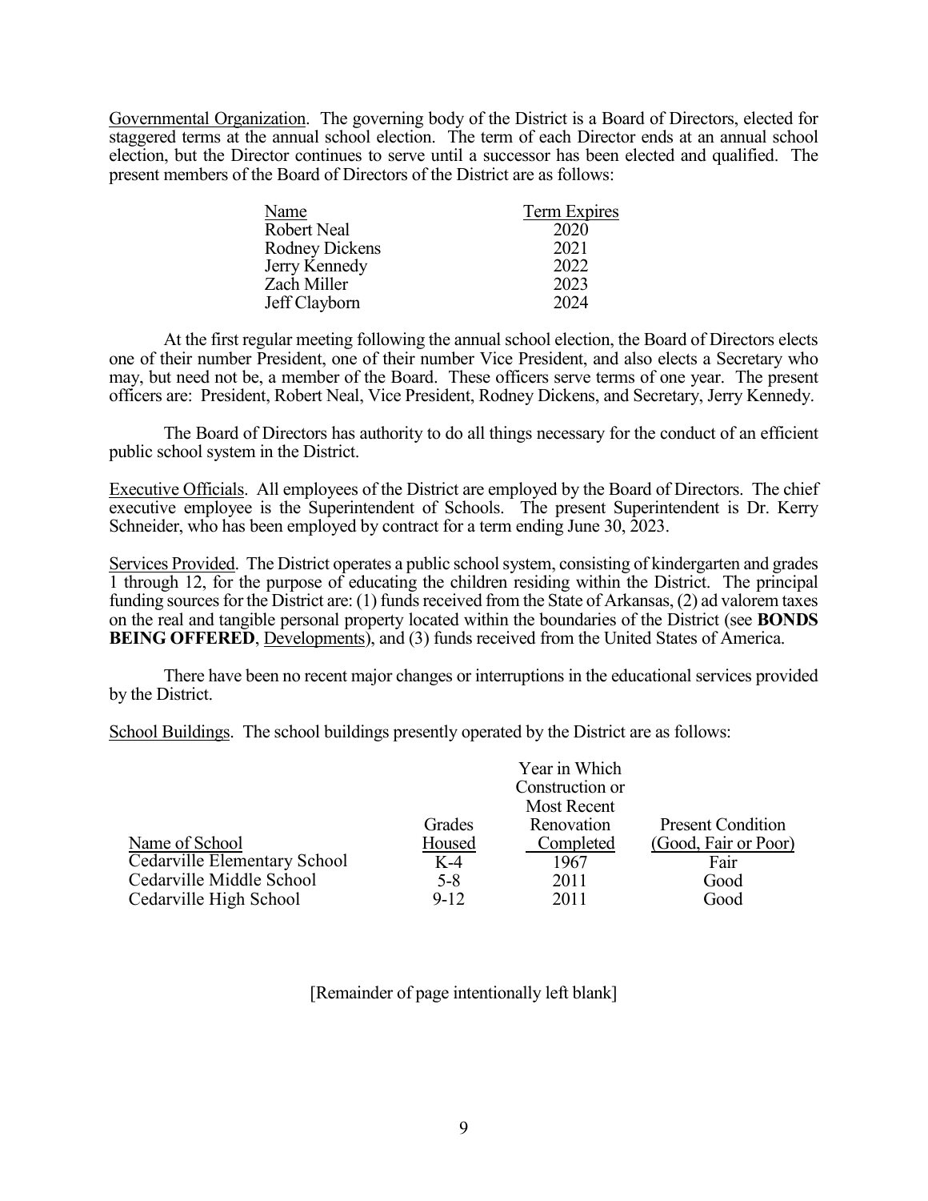Governmental Organization. The governing body of the District is a Board of Directors, elected for staggered terms at the annual school election. The term of each Director ends at an annual school election, but the Director continues to serve until a successor has been elected and qualified. The present members of the Board of Directors of the District are as follows:

| Name | Term Expires |
|---|---|
| Robert Neal | 2020 |
| Rodney Dickens | 2021 |
| Jerry Kennedy | 2022 |
| Zach Miller | 2023 |
| Jeff Clayborn | 2024 |

At the first regular meeting following the annual school election, the Board of Directors elects one of their number President, one of their number Vice President, and also elects a Secretary who may, but need not be, a member of the Board. These officers serve terms of one year. The present officers are: President, Robert Neal, Vice President, Rodney Dickens, and Secretary, Jerry Kennedy.

The Board of Directors has authority to do all things necessary for the conduct of an efficient public school system in the District.

Executive Officials. All employees of the District are employed by the Board of Directors. The chief executive employee is the Superintendent of Schools. The present Superintendent is Dr. Kerry Schneider, who has been employed by contract for a term ending June 30, 2023.

Services Provided. The District operates a public school system, consisting of kindergarten and grades 1 through 12, for the purpose of educating the children residing within the District. The principal funding sources for the District are: (1) funds received from the State of Arkansas, (2) ad valorem taxes on the real and tangible personal property located within the boundaries of the District (see **BONDS BEING OFFERED**, Developments), and (3) funds received from the United States of America.

There have been no recent major changes or interruptions in the educational services provided by the District.

School Buildings. The school buildings presently operated by the District are as follows:

| Name of School | Grades Housed | Year in Which Construction or Most Recent Renovation Completed | Present Condition (Good, Fair or Poor) |
|---|---|---|---|
| Cedarville Elementary School | K-4 | 1967 | Fair |
| Cedarville Middle School | 5-8 | 2011 | Good |
| Cedarville High School | 9-12 | 2011 | Good |

[Remainder of page intentionally left blank]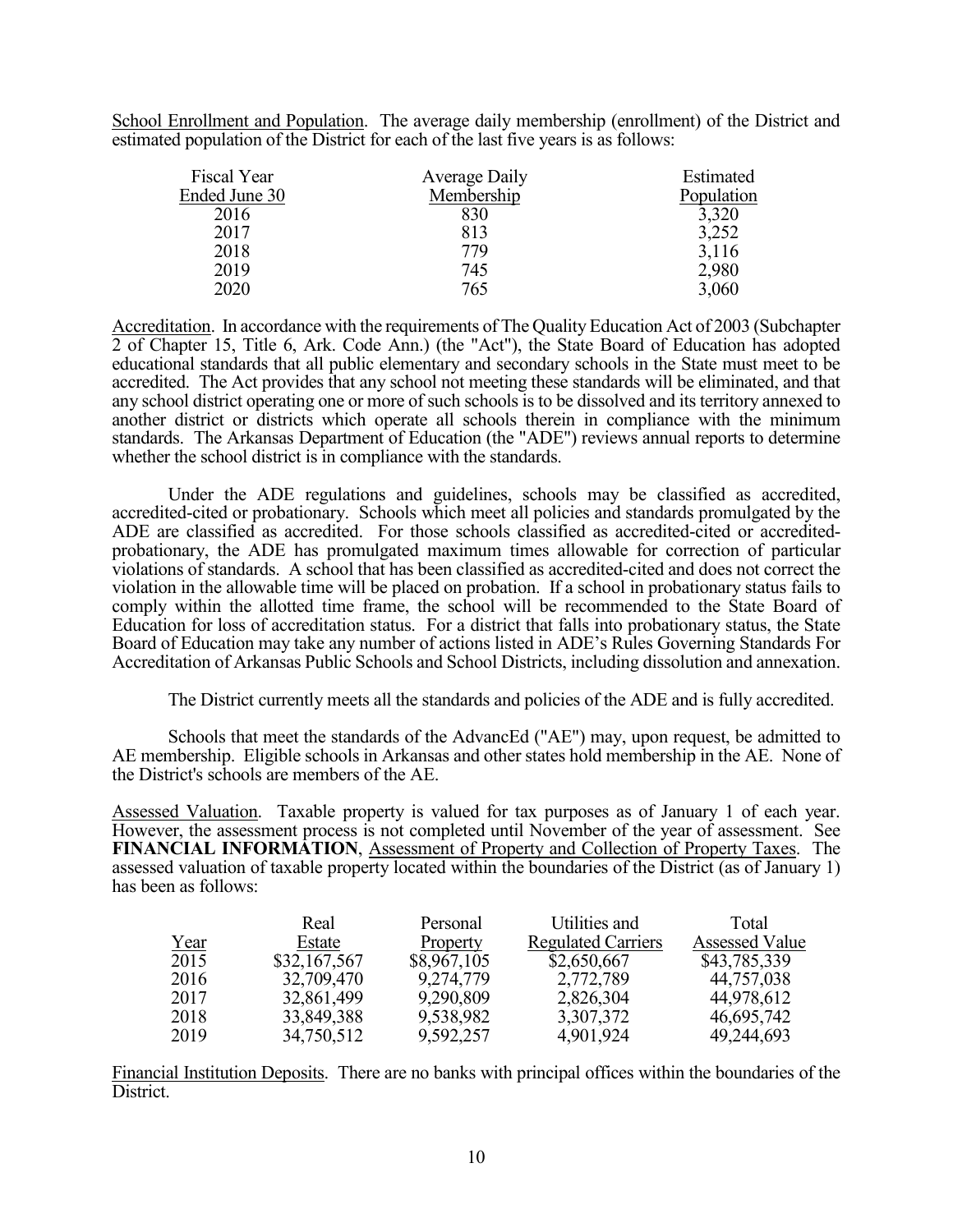School Enrollment and Population. The average daily membership (enrollment) of the District and estimated population of the District for each of the last five years is as follows:

| Fiscal Year Ended June 30 | Average Daily Membership | Estimated Population |
|---|---|---|
| 2016 | 830 | 3,320 |
| 2017 | 813 | 3,252 |
| 2018 | 779 | 3,116 |
| 2019 | 745 | 2,980 |
| 2020 | 765 | 3,060 |

Accreditation. In accordance with the requirements of The Quality Education Act of 2003 (Subchapter 2 of Chapter 15, Title 6, Ark. Code Ann.) (the "Act"), the State Board of Education has adopted educational standards that all public elementary and secondary schools in the State must meet to be accredited. The Act provides that any school not meeting these standards will be eliminated, and that any school district operating one or more of such schools is to be dissolved and its territory annexed to another district or districts which operate all schools therein in compliance with the minimum standards. The Arkansas Department of Education (the "ADE") reviews annual reports to determine whether the school district is in compliance with the standards.

Under the ADE regulations and guidelines, schools may be classified as accredited, accredited-cited or probationary. Schools which meet all policies and standards promulgated by the ADE are classified as accredited. For those schools classified as accredited-cited or accredited-probationary, the ADE has promulgated maximum times allowable for correction of particular violations of standards. A school that has been classified as accredited-cited and does not correct the violation in the allowable time will be placed on probation. If a school in probationary status fails to comply within the allotted time frame, the school will be recommended to the State Board of Education for loss of accreditation status. For a district that falls into probationary status, the State Board of Education may take any number of actions listed in ADE's Rules Governing Standards For Accreditation of Arkansas Public Schools and School Districts, including dissolution and annexation.

The District currently meets all the standards and policies of the ADE and is fully accredited.

Schools that meet the standards of the AdvancEd ("AE") may, upon request, be admitted to AE membership. Eligible schools in Arkansas and other states hold membership in the AE. None of the District's schools are members of the AE.

Assessed Valuation. Taxable property is valued for tax purposes as of January 1 of each year. However, the assessment process is not completed until November of the year of assessment. See **FINANCIAL INFORMATION**, Assessment of Property and Collection of Property Taxes. The assessed valuation of taxable property located within the boundaries of the District (as of January 1) has been as follows:

| Year | Real Estate | Personal Property | Utilities and Regulated Carriers | Total Assessed Value |
|---|---|---|---|---|
| 2015 | $32,167,567 | $8,967,105 | $2,650,667 | $43,785,339 |
| 2016 | 32,709,470 | 9,274,779 | 2,772,789 | 44,757,038 |
| 2017 | 32,861,499 | 9,290,809 | 2,826,304 | 44,978,612 |
| 2018 | 33,849,388 | 9,538,982 | 3,307,372 | 46,695,742 |
| 2019 | 34,750,512 | 9,592,257 | 4,901,924 | 49,244,693 |

Financial Institution Deposits. There are no banks with principal offices within the boundaries of the District.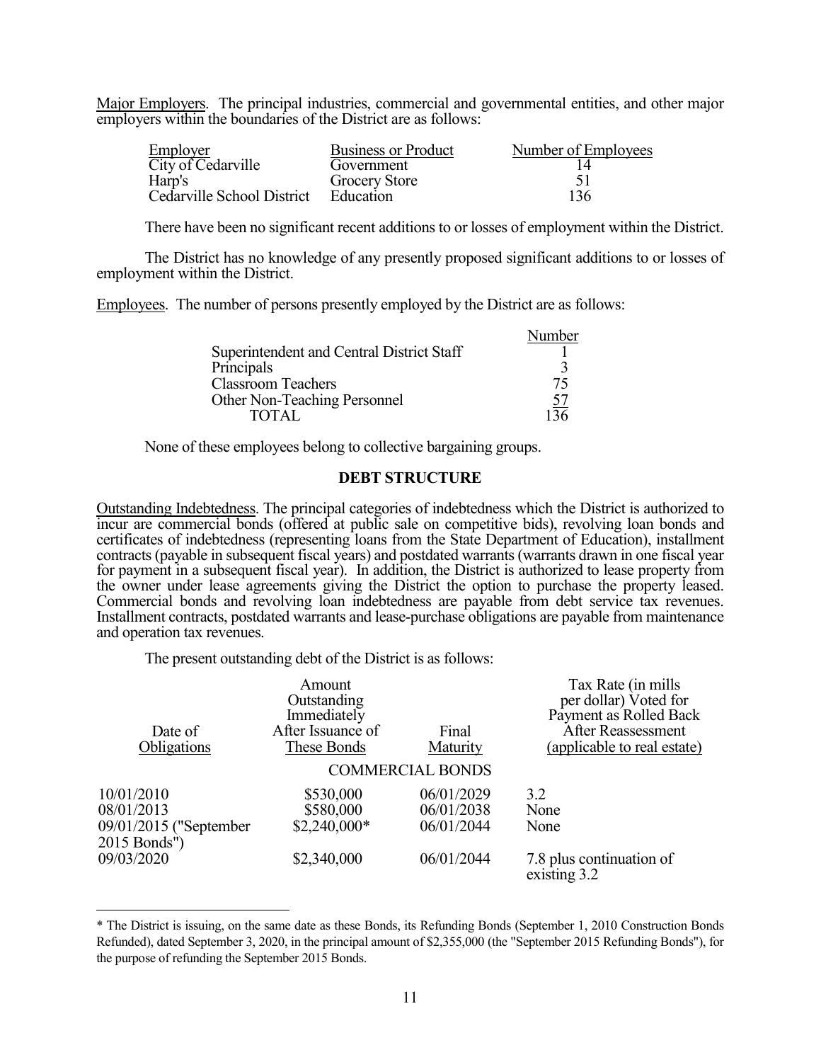Major Employers. The principal industries, commercial and governmental entities, and other major employers within the boundaries of the District are as follows:

| Employer | Business or Product | Number of Employees |
|---|---|---|
| City of Cedarville | Government | 14 |
| Harp's | Grocery Store | 51 |
| Cedarville School District | Education | 136 |

There have been no significant recent additions to or losses of employment within the District.

The District has no knowledge of any presently proposed significant additions to or losses of employment within the District.

Employees. The number of persons presently employed by the District are as follows:

| | Number |
|---|---|
| Superintendent and Central District Staff | 1 |
| Principals | 3 |
| Classroom Teachers | 75 |
| Other Non-Teaching Personnel | 57 |
| TOTAL | 136 |

None of these employees belong to collective bargaining groups.

## DEBT STRUCTURE

Outstanding Indebtedness. The principal categories of indebtedness which the District is authorized to incur are commercial bonds (offered at public sale on competitive bids), revolving loan bonds and certificates of indebtedness (representing loans from the State Department of Education), installment contracts (payable in subsequent fiscal years) and postdated warrants (warrants drawn in one fiscal year for payment in a subsequent fiscal year). In addition, the District is authorized to lease property from the owner under lease agreements giving the District the option to purchase the property leased. Commercial bonds and revolving loan indebtedness are payable from debt service tax revenues. Installment contracts, postdated warrants and lease-purchase obligations are payable from maintenance and operation tax revenues.

The present outstanding debt of the District is as follows:

| Date of Obligations | Amount Outstanding Immediately After Issuance of These Bonds | Final Maturity | Tax Rate (in mills per dollar) Voted for Payment as Rolled Back After Reassessment (applicable to real estate) |
|---|---|---|---|
| | COMMERCIAL BONDS | | |
| 10/01/2010 | $530,000 | 06/01/2029 | 3.2 |
| 08/01/2013 | $580,000 | 06/01/2038 | None |
| 09/01/2015 ("September 2015 Bonds") | $2,240,000* | 06/01/2044 | None |
| 09/03/2020 | $2,340,000 | 06/01/2044 | 7.8 plus continuation of existing 3.2 |

* The District is issuing, on the same date as these Bonds, its Refunding Bonds (September 1, 2010 Construction Bonds Refunded), dated September 3, 2020, in the principal amount of $2,355,000 (the "September 2015 Refunding Bonds"), for the purpose of refunding the September 2015 Bonds.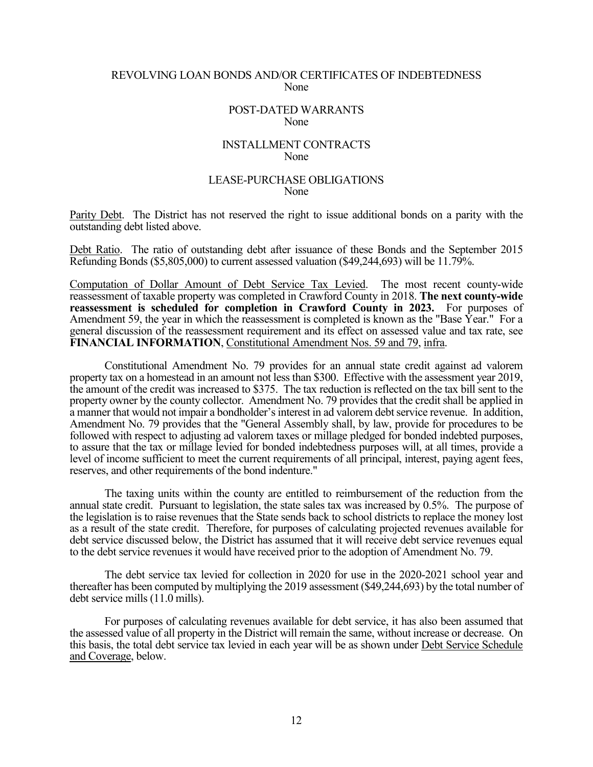REVOLVING LOAN BONDS AND/OR CERTIFICATES OF INDEBTEDNESS
None

POST-DATED WARRANTS
None

INSTALLMENT CONTRACTS
None

LEASE-PURCHASE OBLIGATIONS
None

Parity Debt. The District has not reserved the right to issue additional bonds on a parity with the outstanding debt listed above.

Debt Ratio. The ratio of outstanding debt after issuance of these Bonds and the September 2015 Refunding Bonds ($5,805,000) to current assessed valuation ($49,244,693) will be 11.79%.

Computation of Dollar Amount of Debt Service Tax Levied. The most recent county-wide reassessment of taxable property was completed in Crawford County in 2018. **The next county-wide reassessment is scheduled for completion in Crawford County in 2023.** For purposes of Amendment 59, the year in which the reassessment is completed is known as the "Base Year." For a general discussion of the reassessment requirement and its effect on assessed value and tax rate, see **FINANCIAL INFORMATION**, Constitutional Amendment Nos. 59 and 79, infra.

Constitutional Amendment No. 79 provides for an annual state credit against ad valorem property tax on a homestead in an amount not less than $300. Effective with the assessment year 2019, the amount of the credit was increased to $375. The tax reduction is reflected on the tax bill sent to the property owner by the county collector. Amendment No. 79 provides that the credit shall be applied in a manner that would not impair a bondholder's interest in ad valorem debt service revenue. In addition, Amendment No. 79 provides that the "General Assembly shall, by law, provide for procedures to be followed with respect to adjusting ad valorem taxes or millage pledged for bonded indebted purposes, to assure that the tax or millage levied for bonded indebtedness purposes will, at all times, provide a level of income sufficient to meet the current requirements of all principal, interest, paying agent fees, reserves, and other requirements of the bond indenture."

The taxing units within the county are entitled to reimbursement of the reduction from the annual state credit. Pursuant to legislation, the state sales tax was increased by 0.5%. The purpose of the legislation is to raise revenues that the State sends back to school districts to replace the money lost as a result of the state credit. Therefore, for purposes of calculating projected revenues available for debt service discussed below, the District has assumed that it will receive debt service revenues equal to the debt service revenues it would have received prior to the adoption of Amendment No. 79.

The debt service tax levied for collection in 2020 for use in the 2020-2021 school year and thereafter has been computed by multiplying the 2019 assessment ($49,244,693) by the total number of debt service mills (11.0 mills).

For purposes of calculating revenues available for debt service, it has also been assumed that the assessed value of all property in the District will remain the same, without increase or decrease. On this basis, the total debt service tax levied in each year will be as shown under Debt Service Schedule and Coverage, below.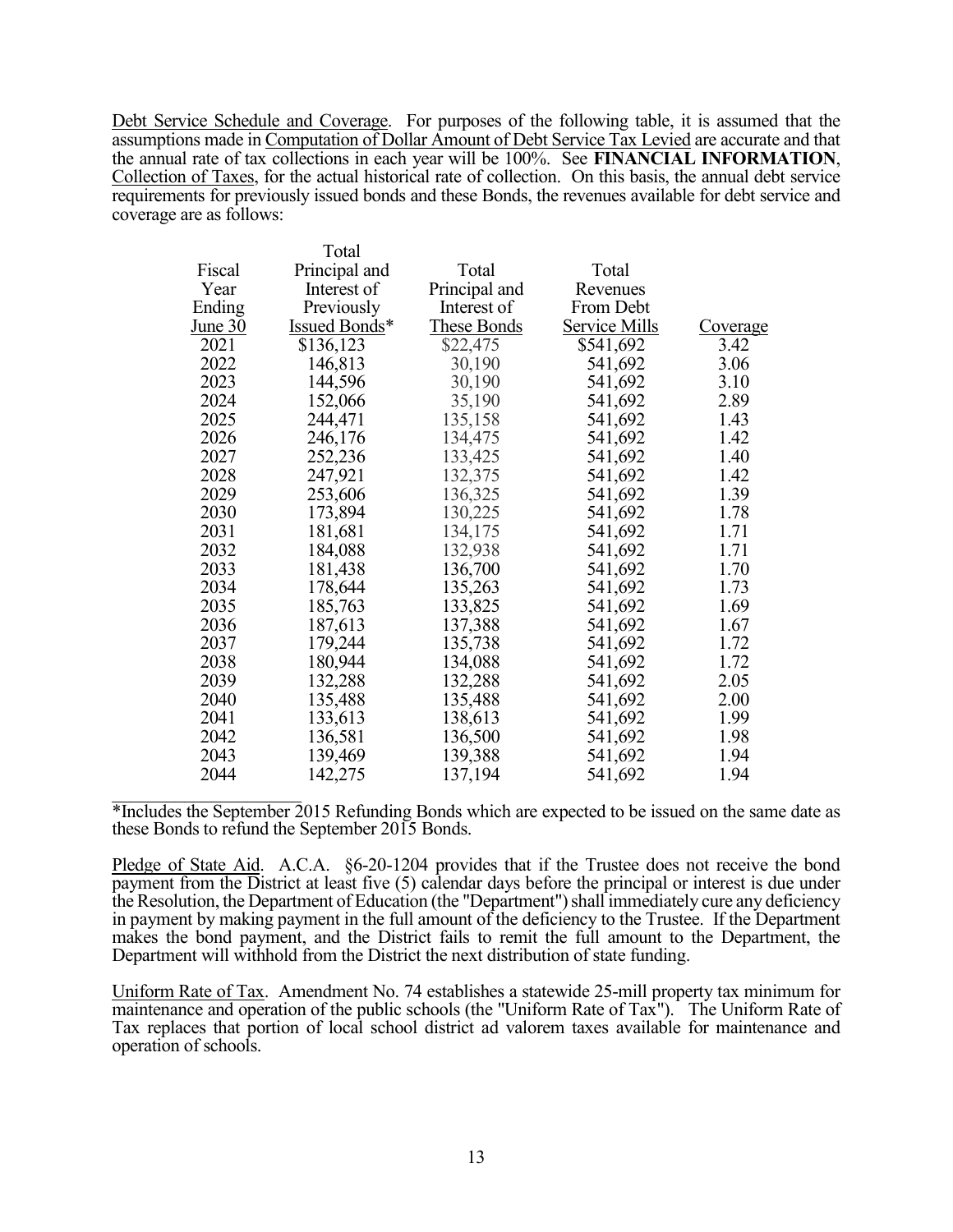Debt Service Schedule and Coverage. For purposes of the following table, it is assumed that the assumptions made in Computation of Dollar Amount of Debt Service Tax Levied are accurate and that the annual rate of tax collections in each year will be 100%. See **FINANCIAL INFORMATION**, Collection of Taxes, for the actual historical rate of collection. On this basis, the annual debt service requirements for previously issued bonds and these Bonds, the revenues available for debt service and coverage are as follows:

| Fiscal Year Ending June 30 | Total Principal and Interest of Previously Issued Bonds* | Total Principal and Interest of These Bonds | Total Revenues From Debt Service Mills | Coverage |
|---|---|---|---|---|
| 2021 | $136,123 | $22,475 | $541,692 | 3.42 |
| 2022 | 146,813 | 30,190 | 541,692 | 3.06 |
| 2023 | 144,596 | 30,190 | 541,692 | 3.10 |
| 2024 | 152,066 | 35,190 | 541,692 | 2.89 |
| 2025 | 244,471 | 135,158 | 541,692 | 1.43 |
| 2026 | 246,176 | 134,475 | 541,692 | 1.42 |
| 2027 | 252,236 | 133,425 | 541,692 | 1.40 |
| 2028 | 247,921 | 132,375 | 541,692 | 1.42 |
| 2029 | 253,606 | 136,325 | 541,692 | 1.39 |
| 2030 | 173,894 | 130,225 | 541,692 | 1.78 |
| 2031 | 181,681 | 134,175 | 541,692 | 1.71 |
| 2032 | 184,088 | 132,938 | 541,692 | 1.71 |
| 2033 | 181,438 | 136,700 | 541,692 | 1.70 |
| 2034 | 178,644 | 135,263 | 541,692 | 1.73 |
| 2035 | 185,763 | 133,825 | 541,692 | 1.69 |
| 2036 | 187,613 | 137,388 | 541,692 | 1.67 |
| 2037 | 179,244 | 135,738 | 541,692 | 1.72 |
| 2038 | 180,944 | 134,088 | 541,692 | 1.72 |
| 2039 | 132,288 | 132,288 | 541,692 | 2.05 |
| 2040 | 135,488 | 135,488 | 541,692 | 2.00 |
| 2041 | 133,613 | 138,613 | 541,692 | 1.99 |
| 2042 | 136,581 | 136,500 | 541,692 | 1.98 |
| 2043 | 139,469 | 139,388 | 541,692 | 1.94 |
| 2044 | 142,275 | 137,194 | 541,692 | 1.94 |

*Includes the September 2015 Refunding Bonds which are expected to be issued on the same date as these Bonds to refund the September 2015 Bonds.

Pledge of State Aid. A.C.A. §6-20-1204 provides that if the Trustee does not receive the bond payment from the District at least five (5) calendar days before the principal or interest is due under the Resolution, the Department of Education (the "Department") shall immediately cure any deficiency in payment by making payment in the full amount of the deficiency to the Trustee. If the Department makes the bond payment, and the District fails to remit the full amount to the Department, the Department will withhold from the District the next distribution of state funding.

Uniform Rate of Tax. Amendment No. 74 establishes a statewide 25-mill property tax minimum for maintenance and operation of the public schools (the "Uniform Rate of Tax"). The Uniform Rate of Tax replaces that portion of local school district ad valorem taxes available for maintenance and operation of schools.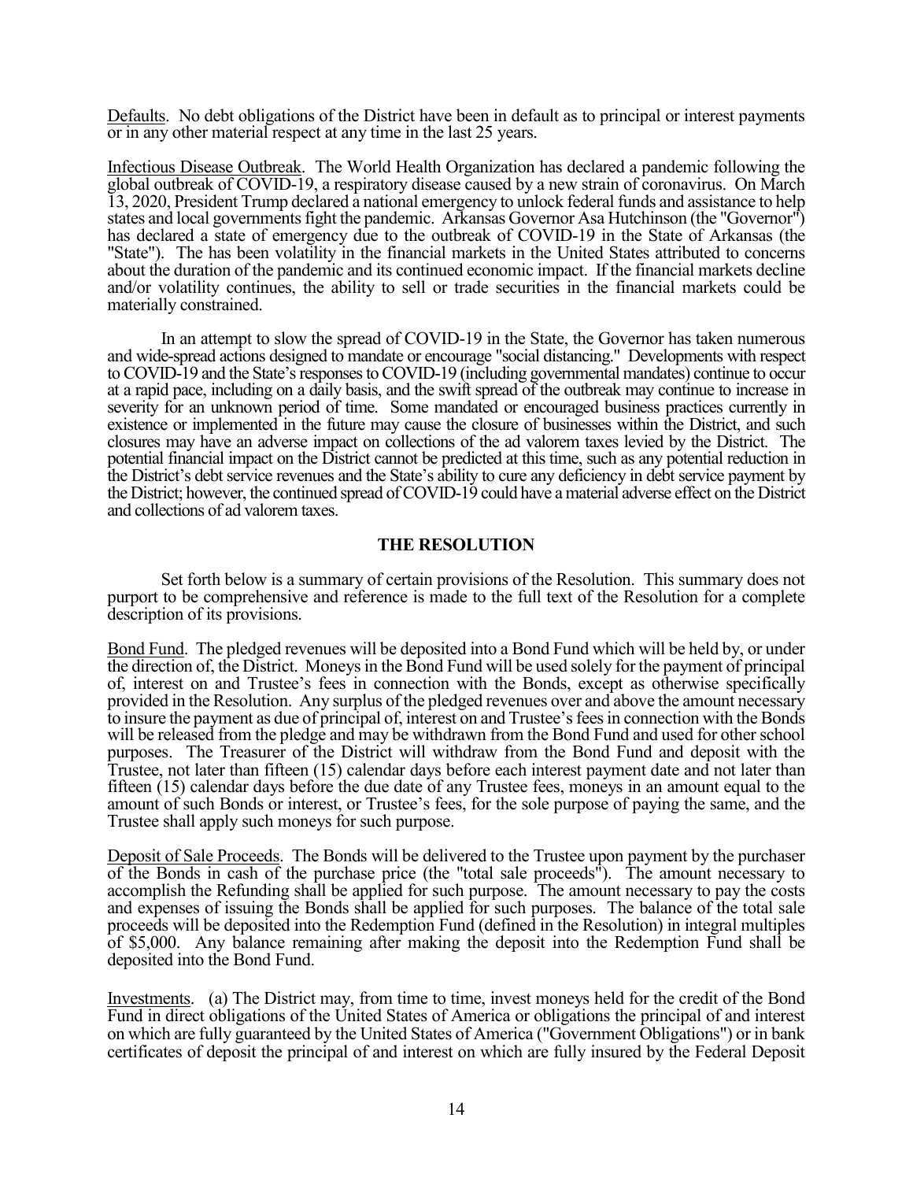Defaults. No debt obligations of the District have been in default as to principal or interest payments or in any other material respect at any time in the last 25 years.

Infectious Disease Outbreak. The World Health Organization has declared a pandemic following the global outbreak of COVID-19, a respiratory disease caused by a new strain of coronavirus. On March 13, 2020, President Trump declared a national emergency to unlock federal funds and assistance to help states and local governments fight the pandemic. Arkansas Governor Asa Hutchinson (the "Governor") has declared a state of emergency due to the outbreak of COVID-19 in the State of Arkansas (the "State"). The has been volatility in the financial markets in the United States attributed to concerns about the duration of the pandemic and its continued economic impact. If the financial markets decline and/or volatility continues, the ability to sell or trade securities in the financial markets could be materially constrained.

In an attempt to slow the spread of COVID-19 in the State, the Governor has taken numerous and wide-spread actions designed to mandate or encourage "social distancing." Developments with respect to COVID-19 and the State's responses to COVID-19 (including governmental mandates) continue to occur at a rapid pace, including on a daily basis, and the swift spread of the outbreak may continue to increase in severity for an unknown period of time. Some mandated or encouraged business practices currently in existence or implemented in the future may cause the closure of businesses within the District, and such closures may have an adverse impact on collections of the ad valorem taxes levied by the District. The potential financial impact on the District cannot be predicted at this time, such as any potential reduction in the District's debt service revenues and the State's ability to cure any deficiency in debt service payment by the District; however, the continued spread of COVID-19 could have a material adverse effect on the District and collections of ad valorem taxes.

## THE RESOLUTION

Set forth below is a summary of certain provisions of the Resolution. This summary does not purport to be comprehensive and reference is made to the full text of the Resolution for a complete description of its provisions.

Bond Fund. The pledged revenues will be deposited into a Bond Fund which will be held by, or under the direction of, the District. Moneys in the Bond Fund will be used solely for the payment of principal of, interest on and Trustee's fees in connection with the Bonds, except as otherwise specifically provided in the Resolution. Any surplus of the pledged revenues over and above the amount necessary to insure the payment as due of principal of, interest on and Trustee's fees in connection with the Bonds will be released from the pledge and may be withdrawn from the Bond Fund and used for other school purposes. The Treasurer of the District will withdraw from the Bond Fund and deposit with the Trustee, not later than fifteen (15) calendar days before each interest payment date and not later than fifteen (15) calendar days before the due date of any Trustee fees, moneys in an amount equal to the amount of such Bonds or interest, or Trustee's fees, for the sole purpose of paying the same, and the Trustee shall apply such moneys for such purpose.

Deposit of Sale Proceeds. The Bonds will be delivered to the Trustee upon payment by the purchaser of the Bonds in cash of the purchase price (the "total sale proceeds"). The amount necessary to accomplish the Refunding shall be applied for such purpose. The amount necessary to pay the costs and expenses of issuing the Bonds shall be applied for such purposes. The balance of the total sale proceeds will be deposited into the Redemption Fund (defined in the Resolution) in integral multiples of $5,000. Any balance remaining after making the deposit into the Redemption Fund shall be deposited into the Bond Fund.

Investments. (a) The District may, from time to time, invest moneys held for the credit of the Bond Fund in direct obligations of the United States of America or obligations the principal of and interest on which are fully guaranteed by the United States of America ("Government Obligations") or in bank certificates of deposit the principal of and interest on which are fully insured by the Federal Deposit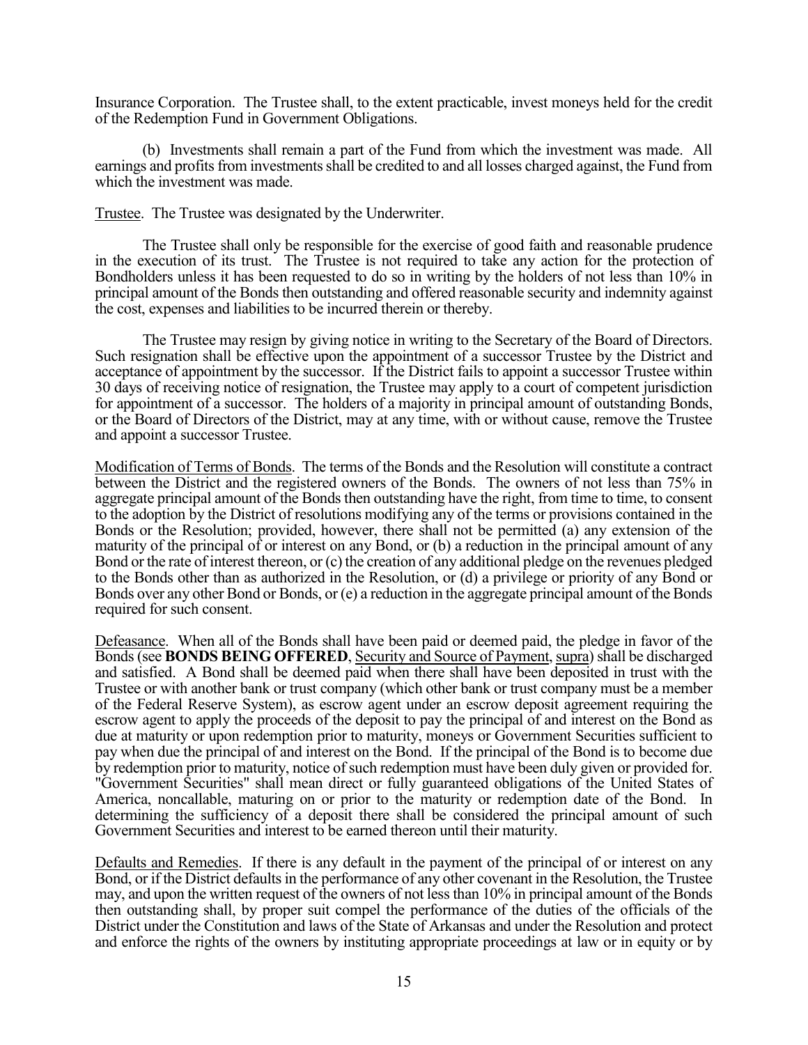Insurance Corporation. The Trustee shall, to the extent practicable, invest moneys held for the credit of the Redemption Fund in Government Obligations.

(b) Investments shall remain a part of the Fund from which the investment was made. All earnings and profits from investments shall be credited to and all losses charged against, the Fund from which the investment was made.

<u>Trustee</u>. The Trustee was designated by the Underwriter.

The Trustee shall only be responsible for the exercise of good faith and reasonable prudence in the execution of its trust. The Trustee is not required to take any action for the protection of Bondholders unless it has been requested to do so in writing by the holders of not less than 10% in principal amount of the Bonds then outstanding and offered reasonable security and indemnity against the cost, expenses and liabilities to be incurred therein or thereby.

The Trustee may resign by giving notice in writing to the Secretary of the Board of Directors. Such resignation shall be effective upon the appointment of a successor Trustee by the District and acceptance of appointment by the successor. If the District fails to appoint a successor Trustee within 30 days of receiving notice of resignation, the Trustee may apply to a court of competent jurisdiction for appointment of a successor. The holders of a majority in principal amount of outstanding Bonds, or the Board of Directors of the District, may at any time, with or without cause, remove the Trustee and appoint a successor Trustee.

<u>Modification of Terms of Bonds</u>. The terms of the Bonds and the Resolution will constitute a contract between the District and the registered owners of the Bonds. The owners of not less than 75% in aggregate principal amount of the Bonds then outstanding have the right, from time to time, to consent to the adoption by the District of resolutions modifying any of the terms or provisions contained in the Bonds or the Resolution; provided, however, there shall not be permitted (a) any extension of the maturity of the principal of or interest on any Bond, or (b) a reduction in the principal amount of any Bond or the rate of interest thereon, or (c) the creation of any additional pledge on the revenues pledged to the Bonds other than as authorized in the Resolution, or (d) a privilege or priority of any Bond or Bonds over any other Bond or Bonds, or (e) a reduction in the aggregate principal amount of the Bonds required for such consent.

<u>Defeasance</u>. When all of the Bonds shall have been paid or deemed paid, the pledge in favor of the Bonds (see **BONDS BEING OFFERED**, <u>Security and Source of Payment</u>, <u>supra</u>) shall be discharged and satisfied. A Bond shall be deemed paid when there shall have been deposited in trust with the Trustee or with another bank or trust company (which other bank or trust company must be a member of the Federal Reserve System), as escrow agent under an escrow deposit agreement requiring the escrow agent to apply the proceeds of the deposit to pay the principal of and interest on the Bond as due at maturity or upon redemption prior to maturity, moneys or Government Securities sufficient to pay when due the principal of and interest on the Bond. If the principal of the Bond is to become due by redemption prior to maturity, notice of such redemption must have been duly given or provided for. "Government Securities" shall mean direct or fully guaranteed obligations of the United States of America, noncallable, maturing on or prior to the maturity or redemption date of the Bond. In determining the sufficiency of a deposit there shall be considered the principal amount of such Government Securities and interest to be earned thereon until their maturity.

<u>Defaults and Remedies</u>. If there is any default in the payment of the principal of or interest on any Bond, or if the District defaults in the performance of any other covenant in the Resolution, the Trustee may, and upon the written request of the owners of not less than 10% in principal amount of the Bonds then outstanding shall, by proper suit compel the performance of the duties of the officials of the District under the Constitution and laws of the State of Arkansas and under the Resolution and protect and enforce the rights of the owners by instituting appropriate proceedings at law or in equity or by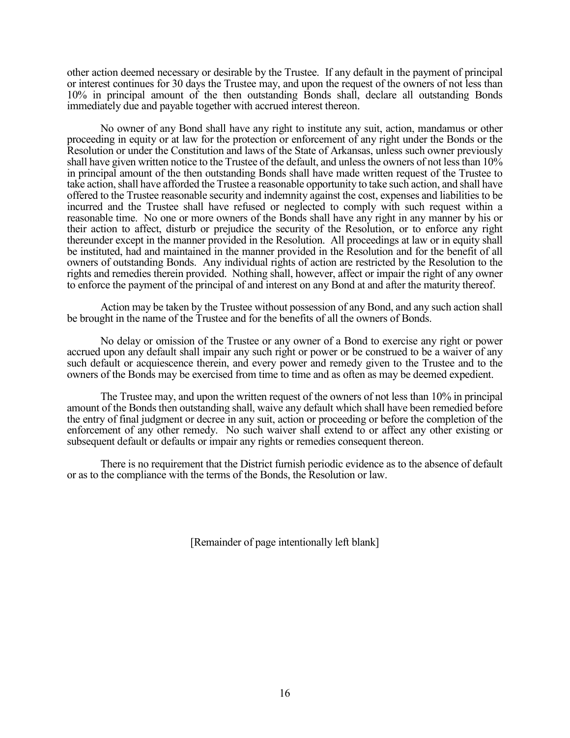other action deemed necessary or desirable by the Trustee. If any default in the payment of principal or interest continues for 30 days the Trustee may, and upon the request of the owners of not less than 10% in principal amount of the then outstanding Bonds shall, declare all outstanding Bonds immediately due and payable together with accrued interest thereon.

No owner of any Bond shall have any right to institute any suit, action, mandamus or other proceeding in equity or at law for the protection or enforcement of any right under the Bonds or the Resolution or under the Constitution and laws of the State of Arkansas, unless such owner previously shall have given written notice to the Trustee of the default, and unless the owners of not less than 10% in principal amount of the then outstanding Bonds shall have made written request of the Trustee to take action, shall have afforded the Trustee a reasonable opportunity to take such action, and shall have offered to the Trustee reasonable security and indemnity against the cost, expenses and liabilities to be incurred and the Trustee shall have refused or neglected to comply with such request within a reasonable time. No one or more owners of the Bonds shall have any right in any manner by his or their action to affect, disturb or prejudice the security of the Resolution, or to enforce any right thereunder except in the manner provided in the Resolution. All proceedings at law or in equity shall be instituted, had and maintained in the manner provided in the Resolution and for the benefit of all owners of outstanding Bonds. Any individual rights of action are restricted by the Resolution to the rights and remedies therein provided. Nothing shall, however, affect or impair the right of any owner to enforce the payment of the principal of and interest on any Bond at and after the maturity thereof.

Action may be taken by the Trustee without possession of any Bond, and any such action shall be brought in the name of the Trustee and for the benefits of all the owners of Bonds.

No delay or omission of the Trustee or any owner of a Bond to exercise any right or power accrued upon any default shall impair any such right or power or be construed to be a waiver of any such default or acquiescence therein, and every power and remedy given to the Trustee and to the owners of the Bonds may be exercised from time to time and as often as may be deemed expedient.

The Trustee may, and upon the written request of the owners of not less than 10% in principal amount of the Bonds then outstanding shall, waive any default which shall have been remedied before the entry of final judgment or decree in any suit, action or proceeding or before the completion of the enforcement of any other remedy. No such waiver shall extend to or affect any other existing or subsequent default or defaults or impair any rights or remedies consequent thereon.

There is no requirement that the District furnish periodic evidence as to the absence of default or as to the compliance with the terms of the Bonds, the Resolution or law.

[Remainder of page intentionally left blank]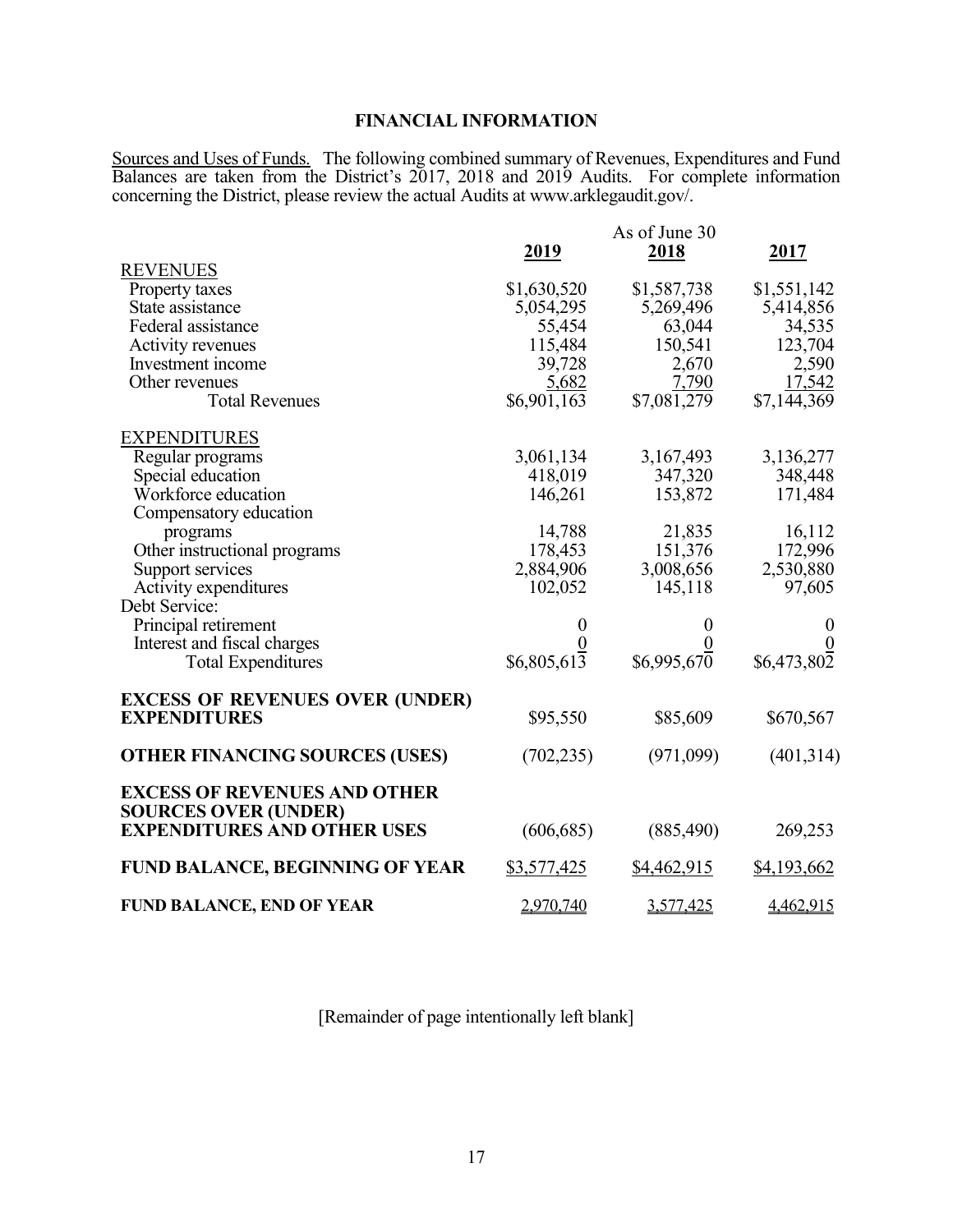## FINANCIAL INFORMATION

Sources and Uses of Funds. The following combined summary of Revenues, Expenditures and Fund Balances are taken from the District's 2017, 2018 and 2019 Audits. For complete information concerning the District, please review the actual Audits at www.arklegaudit.gov/.

| | As of June 30 | | |
|---|---|---|---|
| | **2019** | **2018** | **2017** |
| REVENUES | | | |
| Property taxes | $1,630,520 | $1,587,738 | $1,551,142 |
| State assistance | 5,054,295 | 5,269,496 | 5,414,856 |
| Federal assistance | 55,454 | 63,044 | 34,535 |
| Activity revenues | 115,484 | 150,541 | 123,704 |
| Investment income | 39,728 | 2,670 | 2,590 |
| Other revenues | 5,682 | 7,790 | 17,542 |
| Total Revenues | $6,901,163 | $7,081,279 | $7,144,369 |
| EXPENDITURES | | | |
| Regular programs | 3,061,134 | 3,167,493 | 3,136,277 |
| Special education | 418,019 | 347,320 | 348,448 |
| Workforce education | 146,261 | 153,872 | 171,484 |
| Compensatory education programs | 14,788 | 21,835 | 16,112 |
| Other instructional programs | 178,453 | 151,376 | 172,996 |
| Support services | 2,884,906 | 3,008,656 | 2,530,880 |
| Activity expenditures | 102,052 | 145,118 | 97,605 |
| Debt Service: | | | |
| Principal retirement | 0 | 0 | 0 |
| Interest and fiscal charges | 0 | 0 | 0 |
| Total Expenditures | $6,805,613 | $6,995,670 | $6,473,802 |
| **EXCESS OF REVENUES OVER (UNDER) EXPENDITURES** | $95,550 | $85,609 | $670,567 |
| **OTHER FINANCING SOURCES (USES)** | (702,235) | (971,099) | (401,314) |
| **EXCESS OF REVENUES AND OTHER SOURCES OVER (UNDER) EXPENDITURES AND OTHER USES** | (606,685) | (885,490) | 269,253 |
| **FUND BALANCE, BEGINNING OF YEAR** | $3,577,425 | $4,462,915 | $4,193,662 |
| **FUND BALANCE, END OF YEAR** | 2,970,740 | 3,577,425 | 4,462,915 |

[Remainder of page intentionally left blank]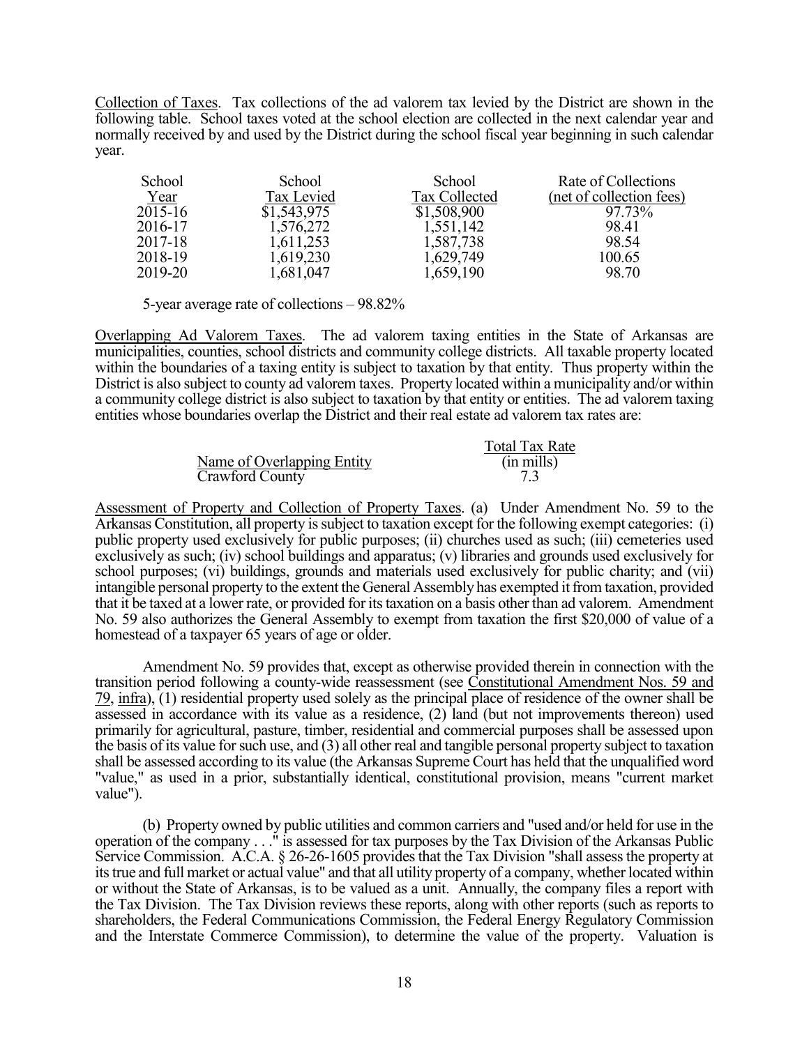Collection of Taxes. Tax collections of the ad valorem tax levied by the District are shown in the following table. School taxes voted at the school election are collected in the next calendar year and normally received by and used by the District during the school fiscal year beginning in such calendar year.

| School Year | School Tax Levied | School Tax Collected | Rate of Collections (net of collection fees) |
|---|---|---|---|
| 2015-16 | $1,543,975 | $1,508,900 | 97.73% |
| 2016-17 | 1,576,272 | 1,551,142 | 98.41 |
| 2017-18 | 1,611,253 | 1,587,738 | 98.54 |
| 2018-19 | 1,619,230 | 1,629,749 | 100.65 |
| 2019-20 | 1,681,047 | 1,659,190 | 98.70 |

5-year average rate of collections – 98.82%

Overlapping Ad Valorem Taxes. The ad valorem taxing entities in the State of Arkansas are municipalities, counties, school districts and community college districts. All taxable property located within the boundaries of a taxing entity is subject to taxation by that entity. Thus property within the District is also subject to county ad valorem taxes. Property located within a municipality and/or within a community college district is also subject to taxation by that entity or entities. The ad valorem taxing entities whose boundaries overlap the District and their real estate ad valorem tax rates are:

| Name of Overlapping Entity | Total Tax Rate (in mills) |
|---|---|
| Crawford County | 7.3 |

Assessment of Property and Collection of Property Taxes. (a) Under Amendment No. 59 to the Arkansas Constitution, all property is subject to taxation except for the following exempt categories: (i) public property used exclusively for public purposes; (ii) churches used as such; (iii) cemeteries used exclusively as such; (iv) school buildings and apparatus; (v) libraries and grounds used exclusively for school purposes; (vi) buildings, grounds and materials used exclusively for public charity; and (vii) intangible personal property to the extent the General Assembly has exempted it from taxation, provided that it be taxed at a lower rate, or provided for its taxation on a basis other than ad valorem. Amendment No. 59 also authorizes the General Assembly to exempt from taxation the first $20,000 of value of a homestead of a taxpayer 65 years of age or older.

Amendment No. 59 provides that, except as otherwise provided therein in connection with the transition period following a county-wide reassessment (see Constitutional Amendment Nos. 59 and 79, infra), (1) residential property used solely as the principal place of residence of the owner shall be assessed in accordance with its value as a residence, (2) land (but not improvements thereon) used primarily for agricultural, pasture, timber, residential and commercial purposes shall be assessed upon the basis of its value for such use, and (3) all other real and tangible personal property subject to taxation shall be assessed according to its value (the Arkansas Supreme Court has held that the unqualified word "value," as used in a prior, substantially identical, constitutional provision, means "current market value").

(b) Property owned by public utilities and common carriers and "used and/or held for use in the operation of the company . . ." is assessed for tax purposes by the Tax Division of the Arkansas Public Service Commission. A.C.A. § 26-26-1605 provides that the Tax Division "shall assess the property at its true and full market or actual value" and that all utility property of a company, whether located within or without the State of Arkansas, is to be valued as a unit. Annually, the company files a report with the Tax Division. The Tax Division reviews these reports, along with other reports (such as reports to shareholders, the Federal Communications Commission, the Federal Energy Regulatory Commission and the Interstate Commerce Commission), to determine the value of the property. Valuation is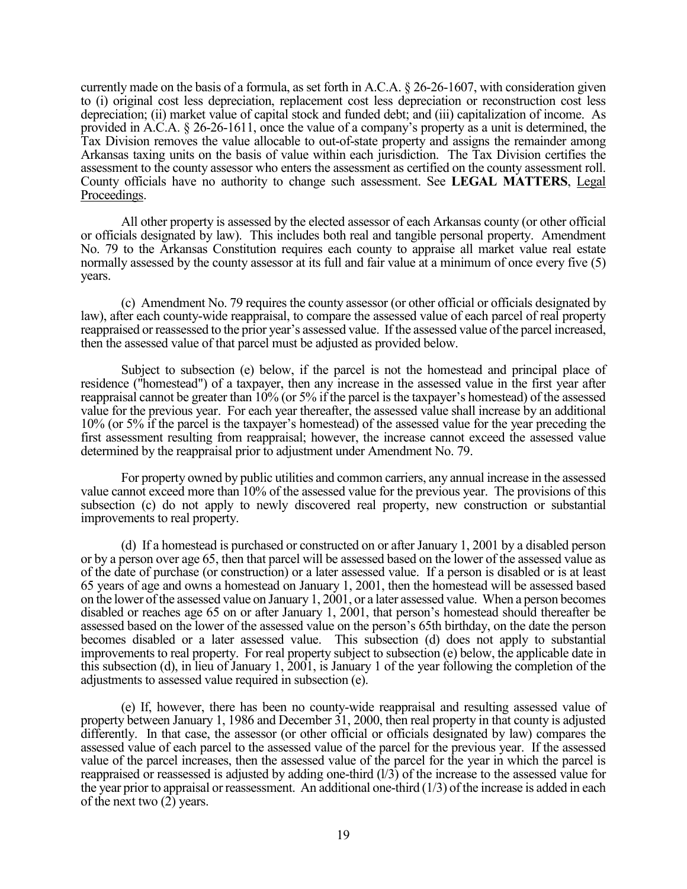currently made on the basis of a formula, as set forth in A.C.A. § 26-26-1607, with consideration given to (i) original cost less depreciation, replacement cost less depreciation or reconstruction cost less depreciation; (ii) market value of capital stock and funded debt; and (iii) capitalization of income. As provided in A.C.A. § 26-26-1611, once the value of a company's property as a unit is determined, the Tax Division removes the value allocable to out-of-state property and assigns the remainder among Arkansas taxing units on the basis of value within each jurisdiction. The Tax Division certifies the assessment to the county assessor who enters the assessment as certified on the county assessment roll. County officials have no authority to change such assessment. See **LEGAL MATTERS**, Legal Proceedings.

All other property is assessed by the elected assessor of each Arkansas county (or other official or officials designated by law). This includes both real and tangible personal property. Amendment No. 79 to the Arkansas Constitution requires each county to appraise all market value real estate normally assessed by the county assessor at its full and fair value at a minimum of once every five (5) years.

(c) Amendment No. 79 requires the county assessor (or other official or officials designated by law), after each county-wide reappraisal, to compare the assessed value of each parcel of real property reappraised or reassessed to the prior year's assessed value. If the assessed value of the parcel increased, then the assessed value of that parcel must be adjusted as provided below.

Subject to subsection (e) below, if the parcel is not the homestead and principal place of residence ("homestead") of a taxpayer, then any increase in the assessed value in the first year after reappraisal cannot be greater than 10% (or 5% if the parcel is the taxpayer's homestead) of the assessed value for the previous year. For each year thereafter, the assessed value shall increase by an additional 10% (or 5% if the parcel is the taxpayer's homestead) of the assessed value for the year preceding the first assessment resulting from reappraisal; however, the increase cannot exceed the assessed value determined by the reappraisal prior to adjustment under Amendment No. 79.

For property owned by public utilities and common carriers, any annual increase in the assessed value cannot exceed more than 10% of the assessed value for the previous year. The provisions of this subsection (c) do not apply to newly discovered real property, new construction or substantial improvements to real property.

(d) If a homestead is purchased or constructed on or after January 1, 2001 by a disabled person or by a person over age 65, then that parcel will be assessed based on the lower of the assessed value as of the date of purchase (or construction) or a later assessed value. If a person is disabled or is at least 65 years of age and owns a homestead on January 1, 2001, then the homestead will be assessed based on the lower of the assessed value on January 1, 2001, or a later assessed value. When a person becomes disabled or reaches age 65 on or after January 1, 2001, that person's homestead should thereafter be assessed based on the lower of the assessed value on the person's 65th birthday, on the date the person becomes disabled or a later assessed value. This subsection (d) does not apply to substantial improvements to real property. For real property subject to subsection (e) below, the applicable date in this subsection (d), in lieu of January 1, 2001, is January 1 of the year following the completion of the adjustments to assessed value required in subsection (e).

(e) If, however, there has been no county-wide reappraisal and resulting assessed value of property between January 1, 1986 and December 31, 2000, then real property in that county is adjusted differently. In that case, the assessor (or other official or officials designated by law) compares the assessed value of each parcel to the assessed value of the parcel for the previous year. If the assessed value of the parcel increases, then the assessed value of the parcel for the year in which the parcel is reappraised or reassessed is adjusted by adding one-third (l/3) of the increase to the assessed value for the year prior to appraisal or reassessment. An additional one-third (1/3) of the increase is added in each of the next two (2) years.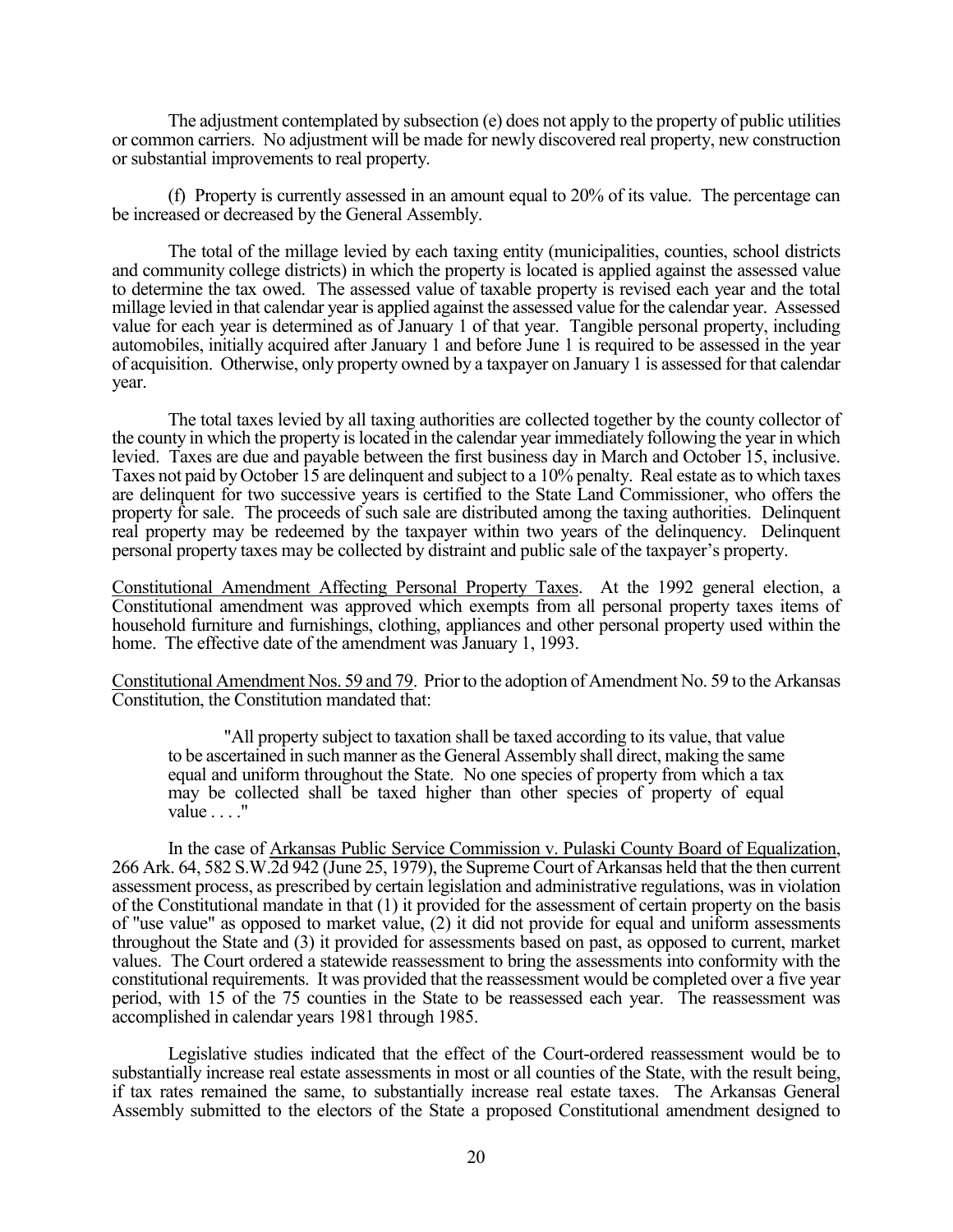The adjustment contemplated by subsection (e) does not apply to the property of public utilities or common carriers. No adjustment will be made for newly discovered real property, new construction or substantial improvements to real property.

(f) Property is currently assessed in an amount equal to 20% of its value. The percentage can be increased or decreased by the General Assembly.

The total of the millage levied by each taxing entity (municipalities, counties, school districts and community college districts) in which the property is located is applied against the assessed value to determine the tax owed. The assessed value of taxable property is revised each year and the total millage levied in that calendar year is applied against the assessed value for the calendar year. Assessed value for each year is determined as of January 1 of that year. Tangible personal property, including automobiles, initially acquired after January 1 and before June 1 is required to be assessed in the year of acquisition. Otherwise, only property owned by a taxpayer on January 1 is assessed for that calendar year.

The total taxes levied by all taxing authorities are collected together by the county collector of the county in which the property is located in the calendar year immediately following the year in which levied. Taxes are due and payable between the first business day in March and October 15, inclusive. Taxes not paid by October 15 are delinquent and subject to a 10% penalty. Real estate as to which taxes are delinquent for two successive years is certified to the State Land Commissioner, who offers the property for sale. The proceeds of such sale are distributed among the taxing authorities. Delinquent real property may be redeemed by the taxpayer within two years of the delinquency. Delinquent personal property taxes may be collected by distraint and public sale of the taxpayer's property.

Constitutional Amendment Affecting Personal Property Taxes. At the 1992 general election, a Constitutional amendment was approved which exempts from all personal property taxes items of household furniture and furnishings, clothing, appliances and other personal property used within the home. The effective date of the amendment was January 1, 1993.

Constitutional Amendment Nos. 59 and 79. Prior to the adoption of Amendment No. 59 to the Arkansas Constitution, the Constitution mandated that:

> "All property subject to taxation shall be taxed according to its value, that value to be ascertained in such manner as the General Assembly shall direct, making the same equal and uniform throughout the State. No one species of property from which a tax may be collected shall be taxed higher than other species of property of equal value . . . ."

In the case of Arkansas Public Service Commission v. Pulaski County Board of Equalization, 266 Ark. 64, 582 S.W.2d 942 (June 25, 1979), the Supreme Court of Arkansas held that the then current assessment process, as prescribed by certain legislation and administrative regulations, was in violation of the Constitutional mandate in that (1) it provided for the assessment of certain property on the basis of "use value" as opposed to market value, (2) it did not provide for equal and uniform assessments throughout the State and (3) it provided for assessments based on past, as opposed to current, market values. The Court ordered a statewide reassessment to bring the assessments into conformity with the constitutional requirements. It was provided that the reassessment would be completed over a five year period, with 15 of the 75 counties in the State to be reassessed each year. The reassessment was accomplished in calendar years 1981 through 1985.

Legislative studies indicated that the effect of the Court-ordered reassessment would be to substantially increase real estate assessments in most or all counties of the State, with the result being, if tax rates remained the same, to substantially increase real estate taxes. The Arkansas General Assembly submitted to the electors of the State a proposed Constitutional amendment designed to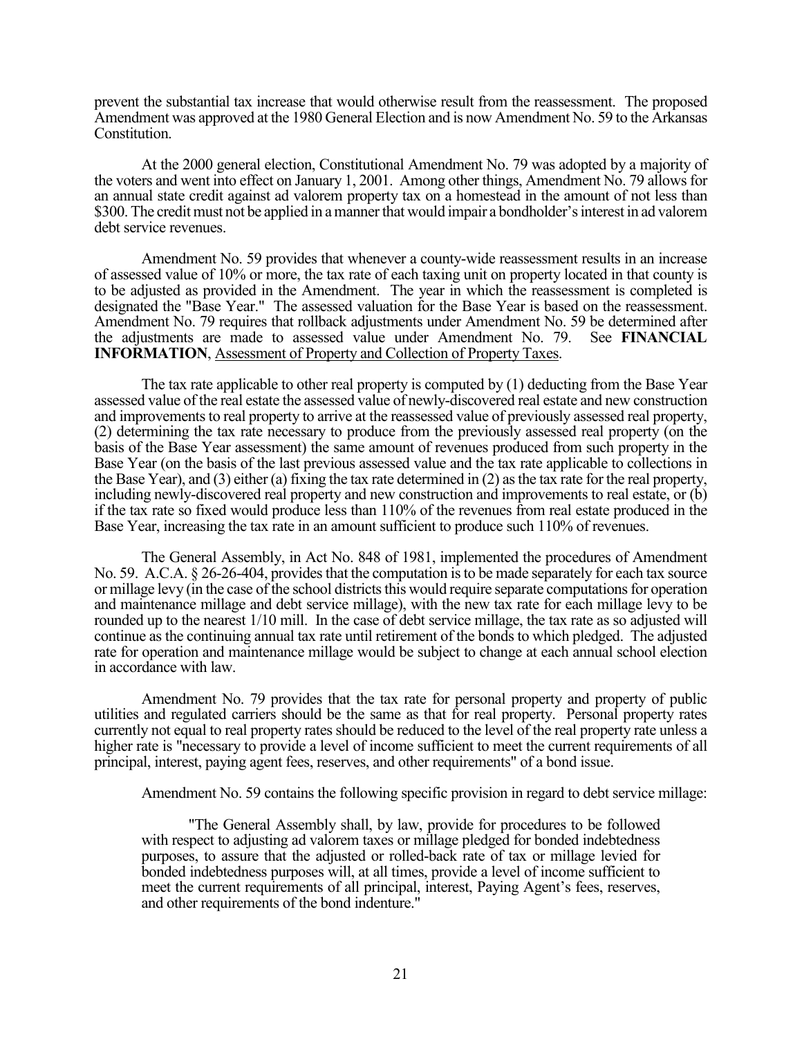prevent the substantial tax increase that would otherwise result from the reassessment. The proposed Amendment was approved at the 1980 General Election and is now Amendment No. 59 to the Arkansas Constitution.

At the 2000 general election, Constitutional Amendment No. 79 was adopted by a majority of the voters and went into effect on January 1, 2001. Among other things, Amendment No. 79 allows for an annual state credit against ad valorem property tax on a homestead in the amount of not less than $300. The credit must not be applied in a manner that would impair a bondholder's interest in ad valorem debt service revenues.

Amendment No. 59 provides that whenever a county-wide reassessment results in an increase of assessed value of 10% or more, the tax rate of each taxing unit on property located in that county is to be adjusted as provided in the Amendment. The year in which the reassessment is completed is designated the "Base Year." The assessed valuation for the Base Year is based on the reassessment. Amendment No. 79 requires that rollback adjustments under Amendment No. 59 be determined after the adjustments are made to assessed value under Amendment No. 79. See **FINANCIAL INFORMATION**, Assessment of Property and Collection of Property Taxes.

The tax rate applicable to other real property is computed by (1) deducting from the Base Year assessed value of the real estate the assessed value of newly-discovered real estate and new construction and improvements to real property to arrive at the reassessed value of previously assessed real property, (2) determining the tax rate necessary to produce from the previously assessed real property (on the basis of the Base Year assessment) the same amount of revenues produced from such property in the Base Year (on the basis of the last previous assessed value and the tax rate applicable to collections in the Base Year), and (3) either (a) fixing the tax rate determined in (2) as the tax rate for the real property, including newly-discovered real property and new construction and improvements to real estate, or (b) if the tax rate so fixed would produce less than 110% of the revenues from real estate produced in the Base Year, increasing the tax rate in an amount sufficient to produce such 110% of revenues.

The General Assembly, in Act No. 848 of 1981, implemented the procedures of Amendment No. 59. A.C.A. § 26-26-404, provides that the computation is to be made separately for each tax source or millage levy (in the case of the school districts this would require separate computations for operation and maintenance millage and debt service millage), with the new tax rate for each millage levy to be rounded up to the nearest 1/10 mill. In the case of debt service millage, the tax rate as so adjusted will continue as the continuing annual tax rate until retirement of the bonds to which pledged. The adjusted rate for operation and maintenance millage would be subject to change at each annual school election in accordance with law.

Amendment No. 79 provides that the tax rate for personal property and property of public utilities and regulated carriers should be the same as that for real property. Personal property rates currently not equal to real property rates should be reduced to the level of the real property rate unless a higher rate is "necessary to provide a level of income sufficient to meet the current requirements of all principal, interest, paying agent fees, reserves, and other requirements" of a bond issue.

Amendment No. 59 contains the following specific provision in regard to debt service millage:

> "The General Assembly shall, by law, provide for procedures to be followed with respect to adjusting ad valorem taxes or millage pledged for bonded indebtedness purposes, to assure that the adjusted or rolled-back rate of tax or millage levied for bonded indebtedness purposes will, at all times, provide a level of income sufficient to meet the current requirements of all principal, interest, Paying Agent's fees, reserves, and other requirements of the bond indenture."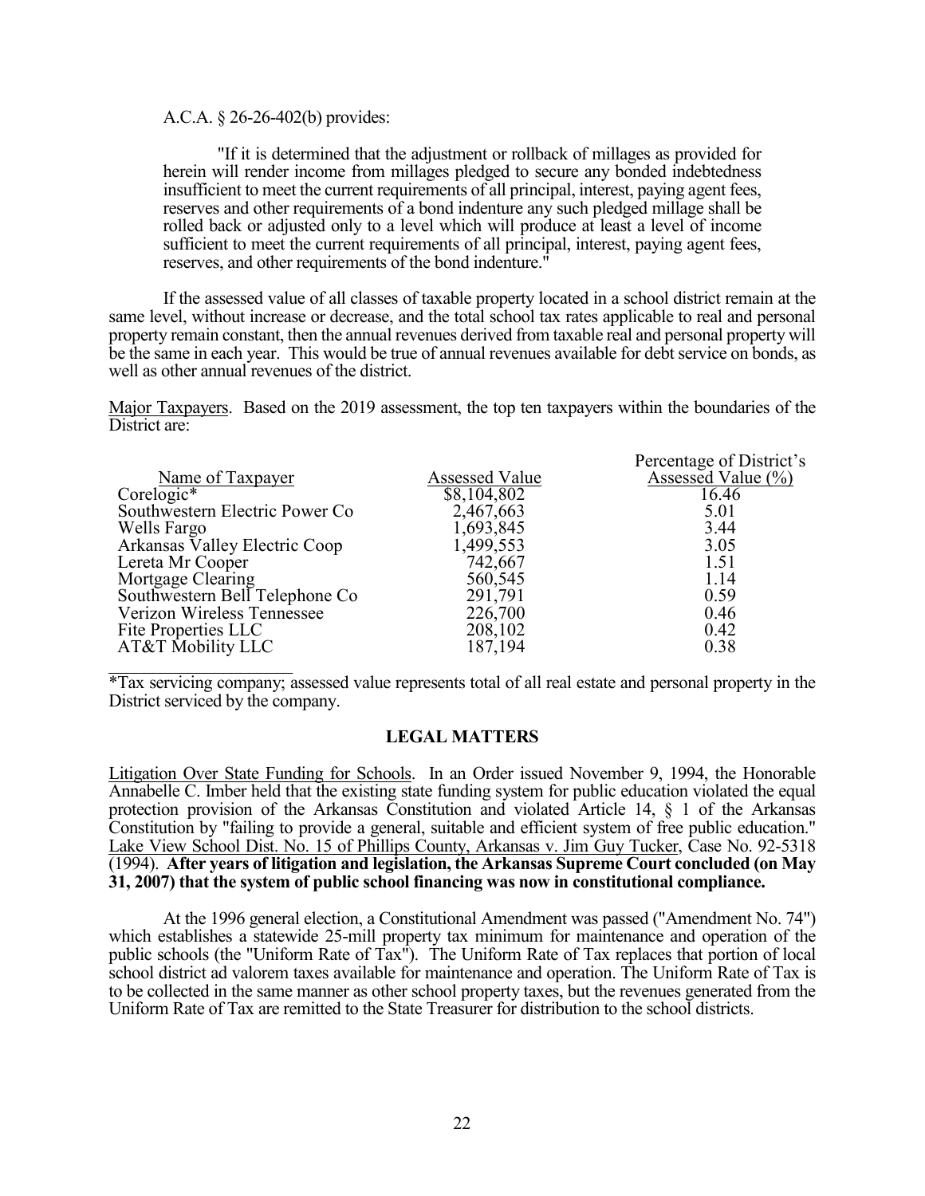A.C.A. § 26-26-402(b) provides:

> "If it is determined that the adjustment or rollback of millages as provided for herein will render income from millages pledged to secure any bonded indebtedness insufficient to meet the current requirements of all principal, interest, paying agent fees, reserves and other requirements of a bond indenture any such pledged millage shall be rolled back or adjusted only to a level which will produce at least a level of income sufficient to meet the current requirements of all principal, interest, paying agent fees, reserves, and other requirements of the bond indenture."

If the assessed value of all classes of taxable property located in a school district remain at the same level, without increase or decrease, and the total school tax rates applicable to real and personal property remain constant, then the annual revenues derived from taxable real and personal property will be the same in each year. This would be true of annual revenues available for debt service on bonds, as well as other annual revenues of the district.

Major Taxpayers. Based on the 2019 assessment, the top ten taxpayers within the boundaries of the District are:

| Name of Taxpayer | Assessed Value | Percentage of District's Assessed Value (%) |
|---|---|---|
| Corelogic* | $8,104,802 | 16.46 |
| Southwestern Electric Power Co | 2,467,663 | 5.01 |
| Wells Fargo | 1,693,845 | 3.44 |
| Arkansas Valley Electric Coop | 1,499,553 | 3.05 |
| Lereta Mr Cooper | 742,667 | 1.51 |
| Mortgage Clearing | 560,545 | 1.14 |
| Southwestern Bell Telephone Co | 291,791 | 0.59 |
| Verizon Wireless Tennessee | 226,700 | 0.46 |
| Fite Properties LLC | 208,102 | 0.42 |
| AT&T Mobility LLC | 187,194 | 0.38 |

*Tax servicing company; assessed value represents total of all real estate and personal property in the District serviced by the company.

## LEGAL MATTERS

Litigation Over State Funding for Schools. In an Order issued November 9, 1994, the Honorable Annabelle C. Imber held that the existing state funding system for public education violated the equal protection provision of the Arkansas Constitution and violated Article 14, § 1 of the Arkansas Constitution by "failing to provide a general, suitable and efficient system of free public education." Lake View School Dist. No. 15 of Phillips County, Arkansas v. Jim Guy Tucker, Case No. 92-5318 (1994). **After years of litigation and legislation, the Arkansas Supreme Court concluded (on May 31, 2007) that the system of public school financing was now in constitutional compliance.**

At the 1996 general election, a Constitutional Amendment was passed ("Amendment No. 74") which establishes a statewide 25-mill property tax minimum for maintenance and operation of the public schools (the "Uniform Rate of Tax"). The Uniform Rate of Tax replaces that portion of local school district ad valorem taxes available for maintenance and operation. The Uniform Rate of Tax is to be collected in the same manner as other school property taxes, but the revenues generated from the Uniform Rate of Tax are remitted to the State Treasurer for distribution to the school districts.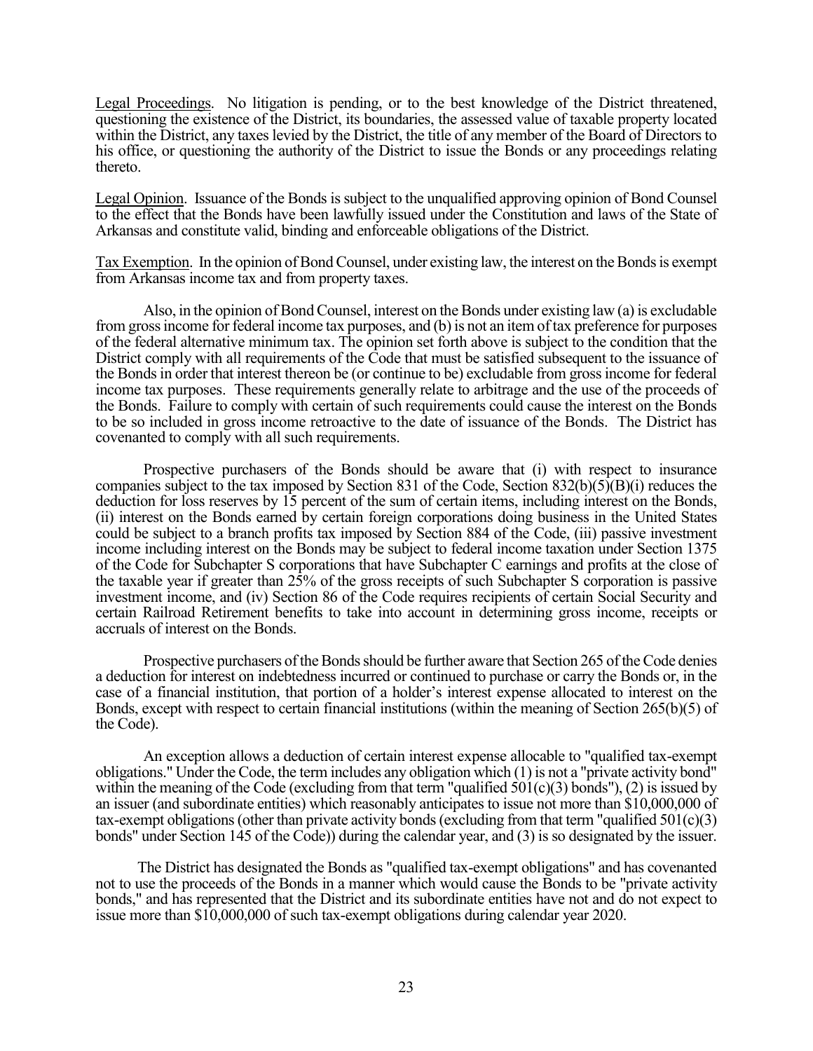Legal Proceedings. No litigation is pending, or to the best knowledge of the District threatened, questioning the existence of the District, its boundaries, the assessed value of taxable property located within the District, any taxes levied by the District, the title of any member of the Board of Directors to his office, or questioning the authority of the District to issue the Bonds or any proceedings relating thereto.

Legal Opinion. Issuance of the Bonds is subject to the unqualified approving opinion of Bond Counsel to the effect that the Bonds have been lawfully issued under the Constitution and laws of the State of Arkansas and constitute valid, binding and enforceable obligations of the District.

Tax Exemption. In the opinion of Bond Counsel, under existing law, the interest on the Bonds is exempt from Arkansas income tax and from property taxes.

Also, in the opinion of Bond Counsel, interest on the Bonds under existing law (a) is excludable from gross income for federal income tax purposes, and (b) is not an item of tax preference for purposes of the federal alternative minimum tax. The opinion set forth above is subject to the condition that the District comply with all requirements of the Code that must be satisfied subsequent to the issuance of the Bonds in order that interest thereon be (or continue to be) excludable from gross income for federal income tax purposes. These requirements generally relate to arbitrage and the use of the proceeds of the Bonds. Failure to comply with certain of such requirements could cause the interest on the Bonds to be so included in gross income retroactive to the date of issuance of the Bonds. The District has covenanted to comply with all such requirements.

Prospective purchasers of the Bonds should be aware that (i) with respect to insurance companies subject to the tax imposed by Section 831 of the Code, Section 832(b)(5)(B)(i) reduces the deduction for loss reserves by 15 percent of the sum of certain items, including interest on the Bonds, (ii) interest on the Bonds earned by certain foreign corporations doing business in the United States could be subject to a branch profits tax imposed by Section 884 of the Code, (iii) passive investment income including interest on the Bonds may be subject to federal income taxation under Section 1375 of the Code for Subchapter S corporations that have Subchapter C earnings and profits at the close of the taxable year if greater than 25% of the gross receipts of such Subchapter S corporation is passive investment income, and (iv) Section 86 of the Code requires recipients of certain Social Security and certain Railroad Retirement benefits to take into account in determining gross income, receipts or accruals of interest on the Bonds.

Prospective purchasers of the Bonds should be further aware that Section 265 of the Code denies a deduction for interest on indebtedness incurred or continued to purchase or carry the Bonds or, in the case of a financial institution, that portion of a holder's interest expense allocated to interest on the Bonds, except with respect to certain financial institutions (within the meaning of Section 265(b)(5) of the Code).

An exception allows a deduction of certain interest expense allocable to "qualified tax-exempt obligations." Under the Code, the term includes any obligation which (1) is not a "private activity bond" within the meaning of the Code (excluding from that term "qualified 501(c)(3) bonds"), (2) is issued by an issuer (and subordinate entities) which reasonably anticipates to issue not more than $10,000,000 of tax-exempt obligations (other than private activity bonds (excluding from that term "qualified 501(c)(3) bonds" under Section 145 of the Code)) during the calendar year, and (3) is so designated by the issuer.

The District has designated the Bonds as "qualified tax-exempt obligations" and has covenanted not to use the proceeds of the Bonds in a manner which would cause the Bonds to be "private activity bonds," and has represented that the District and its subordinate entities have not and do not expect to issue more than $10,000,000 of such tax-exempt obligations during calendar year 2020.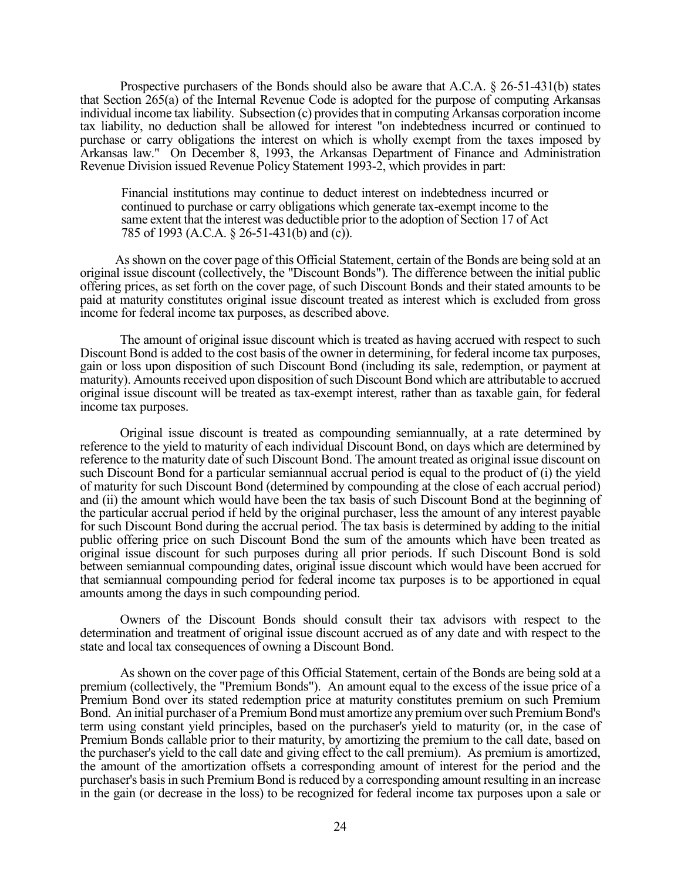Prospective purchasers of the Bonds should also be aware that A.C.A. § 26-51-431(b) states that Section 265(a) of the Internal Revenue Code is adopted for the purpose of computing Arkansas individual income tax liability. Subsection (c) provides that in computing Arkansas corporation income tax liability, no deduction shall be allowed for interest "on indebtedness incurred or continued to purchase or carry obligations the interest on which is wholly exempt from the taxes imposed by Arkansas law." On December 8, 1993, the Arkansas Department of Finance and Administration Revenue Division issued Revenue Policy Statement 1993-2, which provides in part:

> Financial institutions may continue to deduct interest on indebtedness incurred or continued to purchase or carry obligations which generate tax-exempt income to the same extent that the interest was deductible prior to the adoption of Section 17 of Act 785 of 1993 (A.C.A. § 26-51-431(b) and (c)).

As shown on the cover page of this Official Statement, certain of the Bonds are being sold at an original issue discount (collectively, the "Discount Bonds"). The difference between the initial public offering prices, as set forth on the cover page, of such Discount Bonds and their stated amounts to be paid at maturity constitutes original issue discount treated as interest which is excluded from gross income for federal income tax purposes, as described above.

The amount of original issue discount which is treated as having accrued with respect to such Discount Bond is added to the cost basis of the owner in determining, for federal income tax purposes, gain or loss upon disposition of such Discount Bond (including its sale, redemption, or payment at maturity). Amounts received upon disposition of such Discount Bond which are attributable to accrued original issue discount will be treated as tax-exempt interest, rather than as taxable gain, for federal income tax purposes.

Original issue discount is treated as compounding semiannually, at a rate determined by reference to the yield to maturity of each individual Discount Bond, on days which are determined by reference to the maturity date of such Discount Bond. The amount treated as original issue discount on such Discount Bond for a particular semiannual accrual period is equal to the product of (i) the yield of maturity for such Discount Bond (determined by compounding at the close of each accrual period) and (ii) the amount which would have been the tax basis of such Discount Bond at the beginning of the particular accrual period if held by the original purchaser, less the amount of any interest payable for such Discount Bond during the accrual period. The tax basis is determined by adding to the initial public offering price on such Discount Bond the sum of the amounts which have been treated as original issue discount for such purposes during all prior periods. If such Discount Bond is sold between semiannual compounding dates, original issue discount which would have been accrued for that semiannual compounding period for federal income tax purposes is to be apportioned in equal amounts among the days in such compounding period.

Owners of the Discount Bonds should consult their tax advisors with respect to the determination and treatment of original issue discount accrued as of any date and with respect to the state and local tax consequences of owning a Discount Bond.

As shown on the cover page of this Official Statement, certain of the Bonds are being sold at a premium (collectively, the "Premium Bonds"). An amount equal to the excess of the issue price of a Premium Bond over its stated redemption price at maturity constitutes premium on such Premium Bond. An initial purchaser of a Premium Bond must amortize any premium over such Premium Bond's term using constant yield principles, based on the purchaser's yield to maturity (or, in the case of Premium Bonds callable prior to their maturity, by amortizing the premium to the call date, based on the purchaser's yield to the call date and giving effect to the call premium). As premium is amortized, the amount of the amortization offsets a corresponding amount of interest for the period and the purchaser's basis in such Premium Bond is reduced by a corresponding amount resulting in an increase in the gain (or decrease in the loss) to be recognized for federal income tax purposes upon a sale or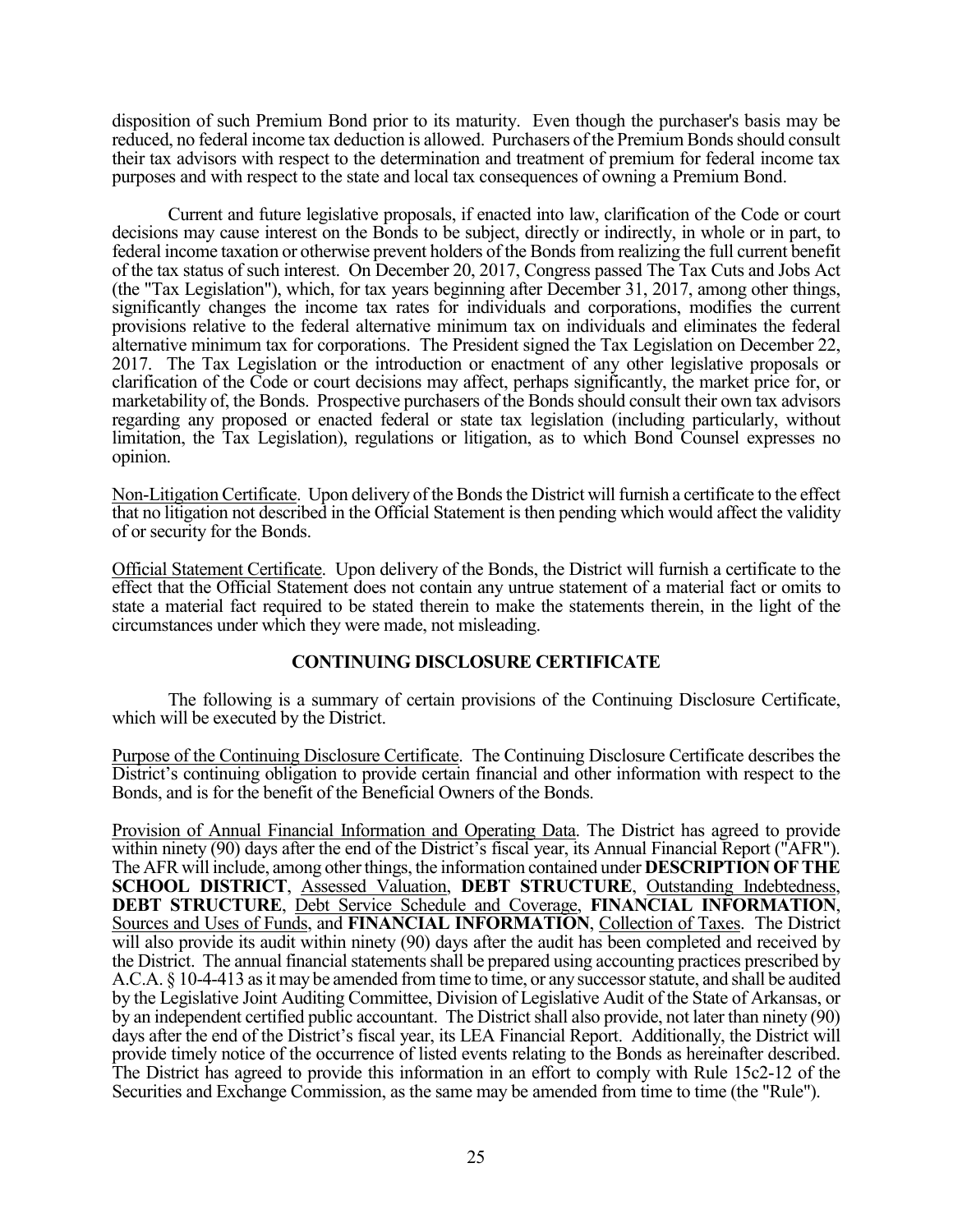disposition of such Premium Bond prior to its maturity. Even though the purchaser's basis may be reduced, no federal income tax deduction is allowed. Purchasers of the Premium Bonds should consult their tax advisors with respect to the determination and treatment of premium for federal income tax purposes and with respect to the state and local tax consequences of owning a Premium Bond.

Current and future legislative proposals, if enacted into law, clarification of the Code or court decisions may cause interest on the Bonds to be subject, directly or indirectly, in whole or in part, to federal income taxation or otherwise prevent holders of the Bonds from realizing the full current benefit of the tax status of such interest. On December 20, 2017, Congress passed The Tax Cuts and Jobs Act (the "Tax Legislation"), which, for tax years beginning after December 31, 2017, among other things, significantly changes the income tax rates for individuals and corporations, modifies the current provisions relative to the federal alternative minimum tax on individuals and eliminates the federal alternative minimum tax for corporations. The President signed the Tax Legislation on December 22, 2017. The Tax Legislation or the introduction or enactment of any other legislative proposals or clarification of the Code or court decisions may affect, perhaps significantly, the market price for, or marketability of, the Bonds. Prospective purchasers of the Bonds should consult their own tax advisors regarding any proposed or enacted federal or state tax legislation (including particularly, without limitation, the Tax Legislation), regulations or litigation, as to which Bond Counsel expresses no opinion.

Non-Litigation Certificate. Upon delivery of the Bonds the District will furnish a certificate to the effect that no litigation not described in the Official Statement is then pending which would affect the validity of or security for the Bonds.

Official Statement Certificate. Upon delivery of the Bonds, the District will furnish a certificate to the effect that the Official Statement does not contain any untrue statement of a material fact or omits to state a material fact required to be stated therein to make the statements therein, in the light of the circumstances under which they were made, not misleading.

## CONTINUING DISCLOSURE CERTIFICATE

The following is a summary of certain provisions of the Continuing Disclosure Certificate, which will be executed by the District.

Purpose of the Continuing Disclosure Certificate. The Continuing Disclosure Certificate describes the District's continuing obligation to provide certain financial and other information with respect to the Bonds, and is for the benefit of the Beneficial Owners of the Bonds.

Provision of Annual Financial Information and Operating Data. The District has agreed to provide within ninety (90) days after the end of the District's fiscal year, its Annual Financial Report ("AFR"). The AFR will include, among other things, the information contained under **DESCRIPTION OF THE SCHOOL DISTRICT**, Assessed Valuation, **DEBT STRUCTURE**, Outstanding Indebtedness, **DEBT STRUCTURE**, Debt Service Schedule and Coverage, **FINANCIAL INFORMATION**, Sources and Uses of Funds, and **FINANCIAL INFORMATION**, Collection of Taxes. The District will also provide its audit within ninety (90) days after the audit has been completed and received by the District. The annual financial statements shall be prepared using accounting practices prescribed by A.C.A. § 10-4-413 as it may be amended from time to time, or any successor statute, and shall be audited by the Legislative Joint Auditing Committee, Division of Legislative Audit of the State of Arkansas, or by an independent certified public accountant. The District shall also provide, not later than ninety (90) days after the end of the District's fiscal year, its LEA Financial Report. Additionally, the District will provide timely notice of the occurrence of listed events relating to the Bonds as hereinafter described. The District has agreed to provide this information in an effort to comply with Rule 15c2-12 of the Securities and Exchange Commission, as the same may be amended from time to time (the "Rule").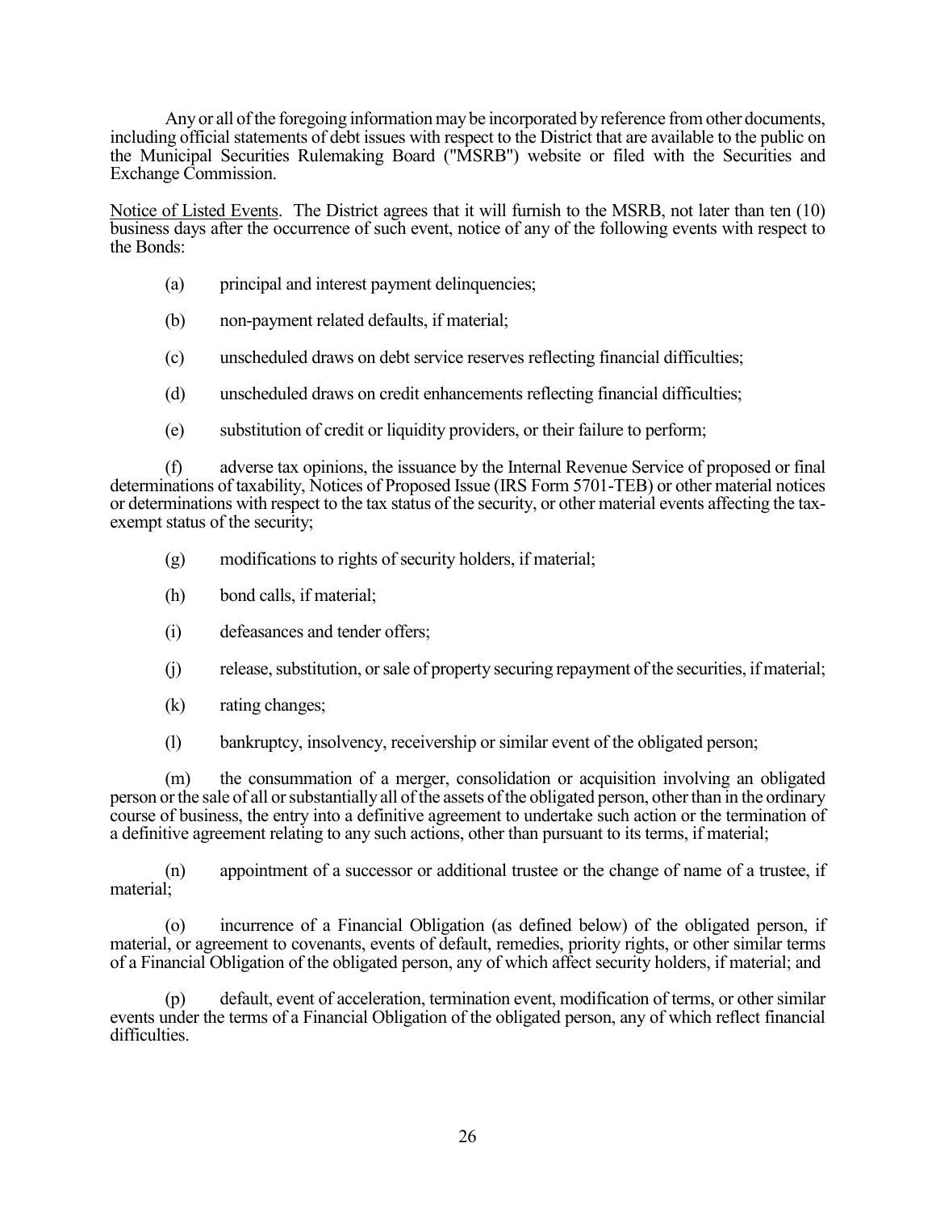Any or all of the foregoing information may be incorporated by reference from other documents, including official statements of debt issues with respect to the District that are available to the public on the Municipal Securities Rulemaking Board ("MSRB") website or filed with the Securities and Exchange Commission.

<u>Notice of Listed Events</u>. The District agrees that it will furnish to the MSRB, not later than ten (10) business days after the occurrence of such event, notice of any of the following events with respect to the Bonds:

(a) principal and interest payment delinquencies;

(b) non-payment related defaults, if material;

(c) unscheduled draws on debt service reserves reflecting financial difficulties;

(d) unscheduled draws on credit enhancements reflecting financial difficulties;

(e) substitution of credit or liquidity providers, or their failure to perform;

(f) adverse tax opinions, the issuance by the Internal Revenue Service of proposed or final determinations of taxability, Notices of Proposed Issue (IRS Form 5701-TEB) or other material notices or determinations with respect to the tax status of the security, or other material events affecting the tax-exempt status of the security;

(g) modifications to rights of security holders, if material;

(h) bond calls, if material;

(i) defeasances and tender offers;

(j) release, substitution, or sale of property securing repayment of the securities, if material;

(k) rating changes;

(l) bankruptcy, insolvency, receivership or similar event of the obligated person;

(m) the consummation of a merger, consolidation or acquisition involving an obligated person or the sale of all or substantially all of the assets of the obligated person, other than in the ordinary course of business, the entry into a definitive agreement to undertake such action or the termination of a definitive agreement relating to any such actions, other than pursuant to its terms, if material;

(n) appointment of a successor or additional trustee or the change of name of a trustee, if material;

(o) incurrence of a Financial Obligation (as defined below) of the obligated person, if material, or agreement to covenants, events of default, remedies, priority rights, or other similar terms of a Financial Obligation of the obligated person, any of which affect security holders, if material; and

(p) default, event of acceleration, termination event, modification of terms, or other similar events under the terms of a Financial Obligation of the obligated person, any of which reflect financial difficulties.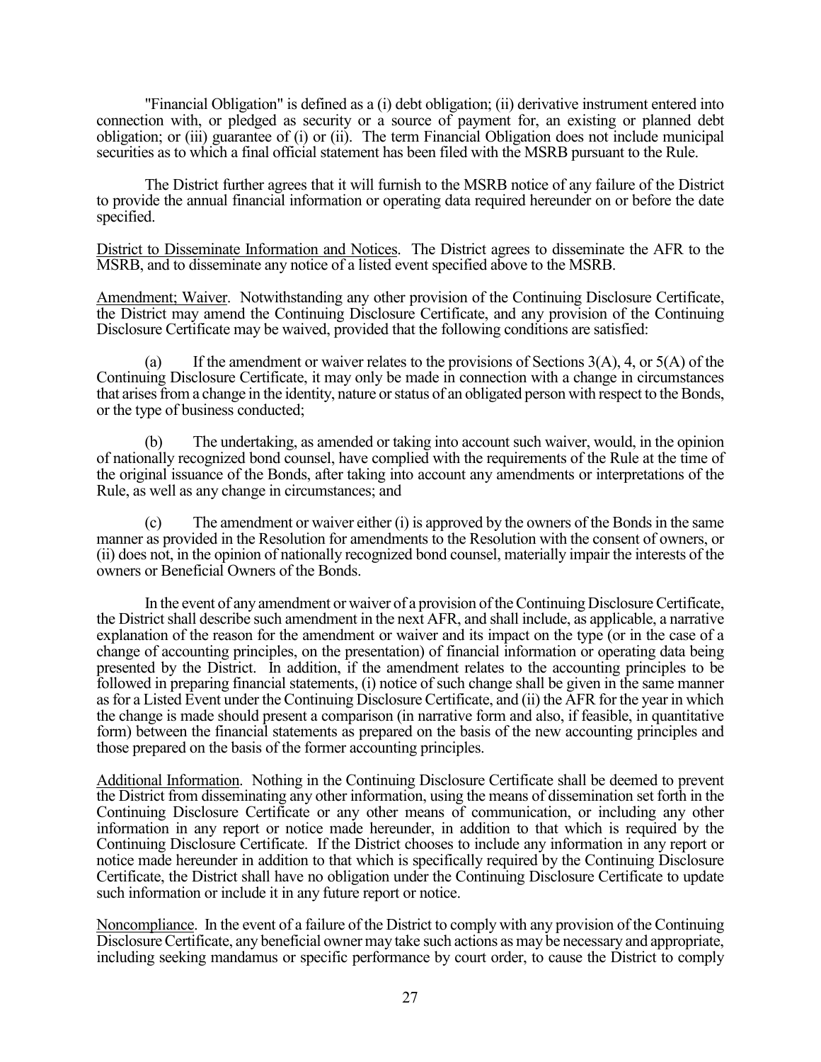"Financial Obligation" is defined as a (i) debt obligation; (ii) derivative instrument entered into connection with, or pledged as security or a source of payment for, an existing or planned debt obligation; or (iii) guarantee of (i) or (ii). The term Financial Obligation does not include municipal securities as to which a final official statement has been filed with the MSRB pursuant to the Rule.

The District further agrees that it will furnish to the MSRB notice of any failure of the District to provide the annual financial information or operating data required hereunder on or before the date specified.

District to Disseminate Information and Notices. The District agrees to disseminate the AFR to the MSRB, and to disseminate any notice of a listed event specified above to the MSRB.

Amendment; Waiver. Notwithstanding any other provision of the Continuing Disclosure Certificate, the District may amend the Continuing Disclosure Certificate, and any provision of the Continuing Disclosure Certificate may be waived, provided that the following conditions are satisfied:

(a) If the amendment or waiver relates to the provisions of Sections 3(A), 4, or 5(A) of the Continuing Disclosure Certificate, it may only be made in connection with a change in circumstances that arises from a change in the identity, nature or status of an obligated person with respect to the Bonds, or the type of business conducted;

(b) The undertaking, as amended or taking into account such waiver, would, in the opinion of nationally recognized bond counsel, have complied with the requirements of the Rule at the time of the original issuance of the Bonds, after taking into account any amendments or interpretations of the Rule, as well as any change in circumstances; and

(c) The amendment or waiver either (i) is approved by the owners of the Bonds in the same manner as provided in the Resolution for amendments to the Resolution with the consent of owners, or (ii) does not, in the opinion of nationally recognized bond counsel, materially impair the interests of the owners or Beneficial Owners of the Bonds.

In the event of any amendment or waiver of a provision of the Continuing Disclosure Certificate, the District shall describe such amendment in the next AFR, and shall include, as applicable, a narrative explanation of the reason for the amendment or waiver and its impact on the type (or in the case of a change of accounting principles, on the presentation) of financial information or operating data being presented by the District. In addition, if the amendment relates to the accounting principles to be followed in preparing financial statements, (i) notice of such change shall be given in the same manner as for a Listed Event under the Continuing Disclosure Certificate, and (ii) the AFR for the year in which the change is made should present a comparison (in narrative form and also, if feasible, in quantitative form) between the financial statements as prepared on the basis of the new accounting principles and those prepared on the basis of the former accounting principles.

Additional Information. Nothing in the Continuing Disclosure Certificate shall be deemed to prevent the District from disseminating any other information, using the means of dissemination set forth in the Continuing Disclosure Certificate or any other means of communication, or including any other information in any report or notice made hereunder, in addition to that which is required by the Continuing Disclosure Certificate. If the District chooses to include any information in any report or notice made hereunder in addition to that which is specifically required by the Continuing Disclosure Certificate, the District shall have no obligation under the Continuing Disclosure Certificate to update such information or include it in any future report or notice.

Noncompliance. In the event of a failure of the District to comply with any provision of the Continuing Disclosure Certificate, any beneficial owner may take such actions as may be necessary and appropriate, including seeking mandamus or specific performance by court order, to cause the District to comply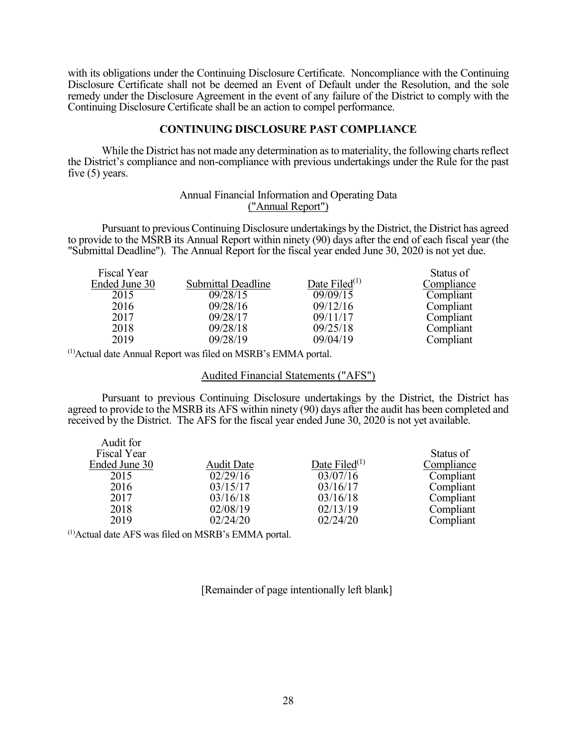with its obligations under the Continuing Disclosure Certificate. Noncompliance with the Continuing Disclosure Certificate shall not be deemed an Event of Default under the Resolution, and the sole remedy under the Disclosure Agreement in the event of any failure of the District to comply with the Continuing Disclosure Certificate shall be an action to compel performance.

## CONTINUING DISCLOSURE PAST COMPLIANCE

While the District has not made any determination as to materiality, the following charts reflect the District's compliance and non-compliance with previous undertakings under the Rule for the past five (5) years.

### Annual Financial Information and Operating Data ("Annual Report")

Pursuant to previous Continuing Disclosure undertakings by the District, the District has agreed to provide to the MSRB its Annual Report within ninety (90) days after the end of each fiscal year (the "Submittal Deadline"). The Annual Report for the fiscal year ended June 30, 2020 is not yet due.

| Fiscal Year Ended June 30 | Submittal Deadline | Date Filed[(1)] | Status of Compliance |
|---|---|---|---|
| 2015 | 09/28/15 | 09/09/15 | Compliant |
| 2016 | 09/28/16 | 09/12/16 | Compliant |
| 2017 | 09/28/17 | 09/11/17 | Compliant |
| 2018 | 09/28/18 | 09/25/18 | Compliant |
| 2019 | 09/28/19 | 09/04/19 | Compliant |

[(1)]Actual date Annual Report was filed on MSRB's EMMA portal.

### Audited Financial Statements ("AFS")

Pursuant to previous Continuing Disclosure undertakings by the District, the District has agreed to provide to the MSRB its AFS within ninety (90) days after the audit has been completed and received by the District. The AFS for the fiscal year ended June 30, 2020 is not yet available.

| Audit for Fiscal Year Ended June 30 | Audit Date | Date Filed[(1)] | Status of Compliance |
|---|---|---|---|
| 2015 | 02/29/16 | 03/07/16 | Compliant |
| 2016 | 03/15/17 | 03/16/17 | Compliant |
| 2017 | 03/16/18 | 03/16/18 | Compliant |
| 2018 | 02/08/19 | 02/13/19 | Compliant |
| 2019 | 02/24/20 | 02/24/20 | Compliant |

[(1)]Actual date AFS was filed on MSRB's EMMA portal.

[Remainder of page intentionally left blank]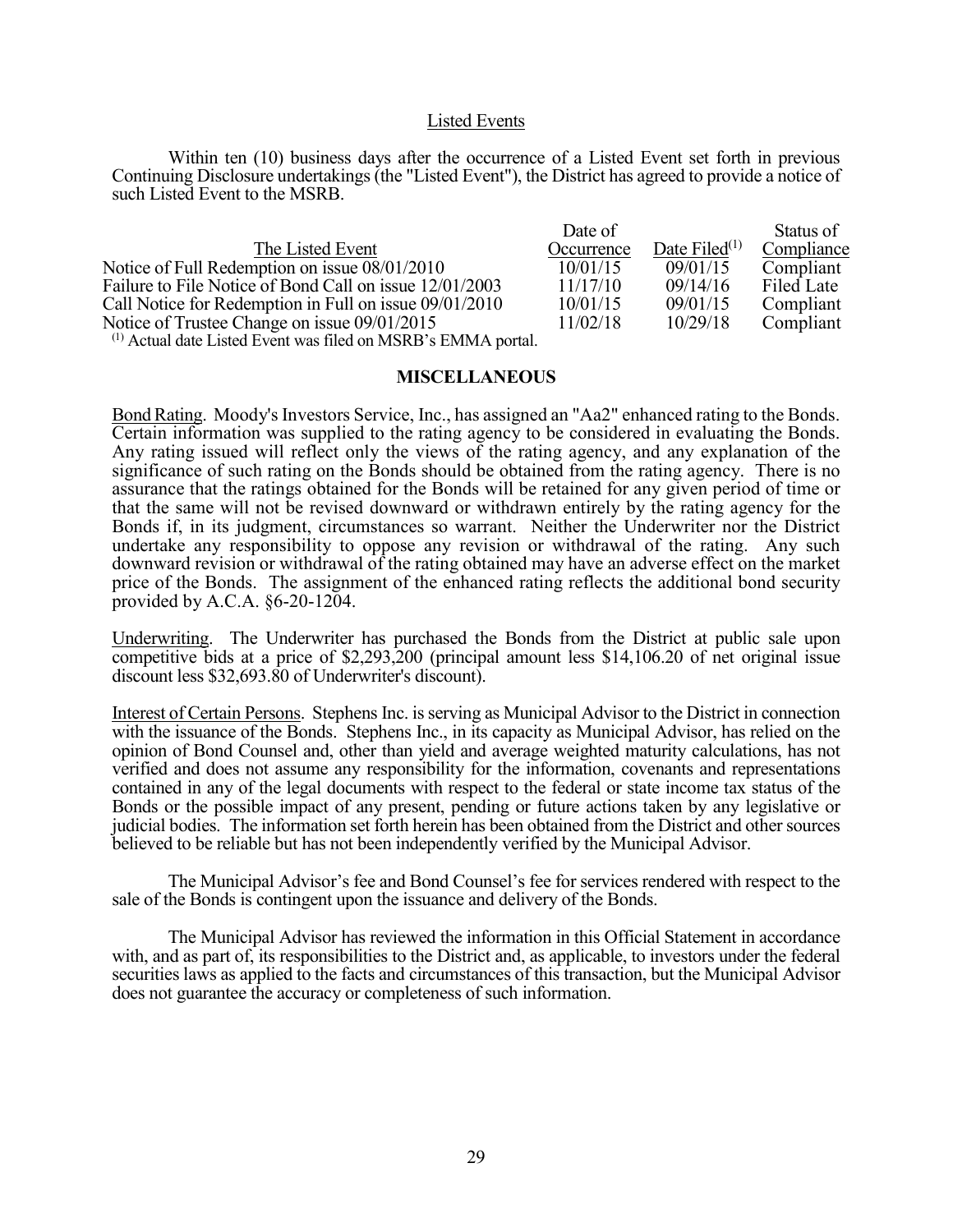### Listed Events

Within ten (10) business days after the occurrence of a Listed Event set forth in previous Continuing Disclosure undertakings (the "Listed Event"), the District has agreed to provide a notice of such Listed Event to the MSRB.

| The Listed Event | Date of Occurrence | Date Filed[1] | Status of Compliance |
|---|---|---|---|
| Notice of Full Redemption on issue 08/01/2010 | 10/01/15 | 09/01/15 | Compliant |
| Failure to File Notice of Bond Call on issue 12/01/2003 | 11/17/10 | 09/14/16 | Filed Late |
| Call Notice for Redemption in Full on issue 09/01/2010 | 10/01/15 | 09/01/15 | Compliant |
| Notice of Trustee Change on issue 09/01/2015 | 11/02/18 | 10/29/18 | Compliant |

[1] Actual date Listed Event was filed on MSRB's EMMA portal.

## MISCELLANEOUS

Bond Rating. Moody's Investors Service, Inc., has assigned an "Aa2" enhanced rating to the Bonds. Certain information was supplied to the rating agency to be considered in evaluating the Bonds. Any rating issued will reflect only the views of the rating agency, and any explanation of the significance of such rating on the Bonds should be obtained from the rating agency. There is no assurance that the ratings obtained for the Bonds will be retained for any given period of time or that the same will not be revised downward or withdrawn entirely by the rating agency for the Bonds if, in its judgment, circumstances so warrant. Neither the Underwriter nor the District undertake any responsibility to oppose any revision or withdrawal of the rating. Any such downward revision or withdrawal of the rating obtained may have an adverse effect on the market price of the Bonds. The assignment of the enhanced rating reflects the additional bond security provided by A.C.A. §6-20-1204.

Underwriting. The Underwriter has purchased the Bonds from the District at public sale upon competitive bids at a price of $2,293,200 (principal amount less $14,106.20 of net original issue discount less $32,693.80 of Underwriter's discount).

Interest of Certain Persons. Stephens Inc. is serving as Municipal Advisor to the District in connection with the issuance of the Bonds. Stephens Inc., in its capacity as Municipal Advisor, has relied on the opinion of Bond Counsel and, other than yield and average weighted maturity calculations, has not verified and does not assume any responsibility for the information, covenants and representations contained in any of the legal documents with respect to the federal or state income tax status of the Bonds or the possible impact of any present, pending or future actions taken by any legislative or judicial bodies. The information set forth herein has been obtained from the District and other sources believed to be reliable but has not been independently verified by the Municipal Advisor.

The Municipal Advisor's fee and Bond Counsel's fee for services rendered with respect to the sale of the Bonds is contingent upon the issuance and delivery of the Bonds.

The Municipal Advisor has reviewed the information in this Official Statement in accordance with, and as part of, its responsibilities to the District and, as applicable, to investors under the federal securities laws as applied to the facts and circumstances of this transaction, but the Municipal Advisor does not guarantee the accuracy or completeness of such information.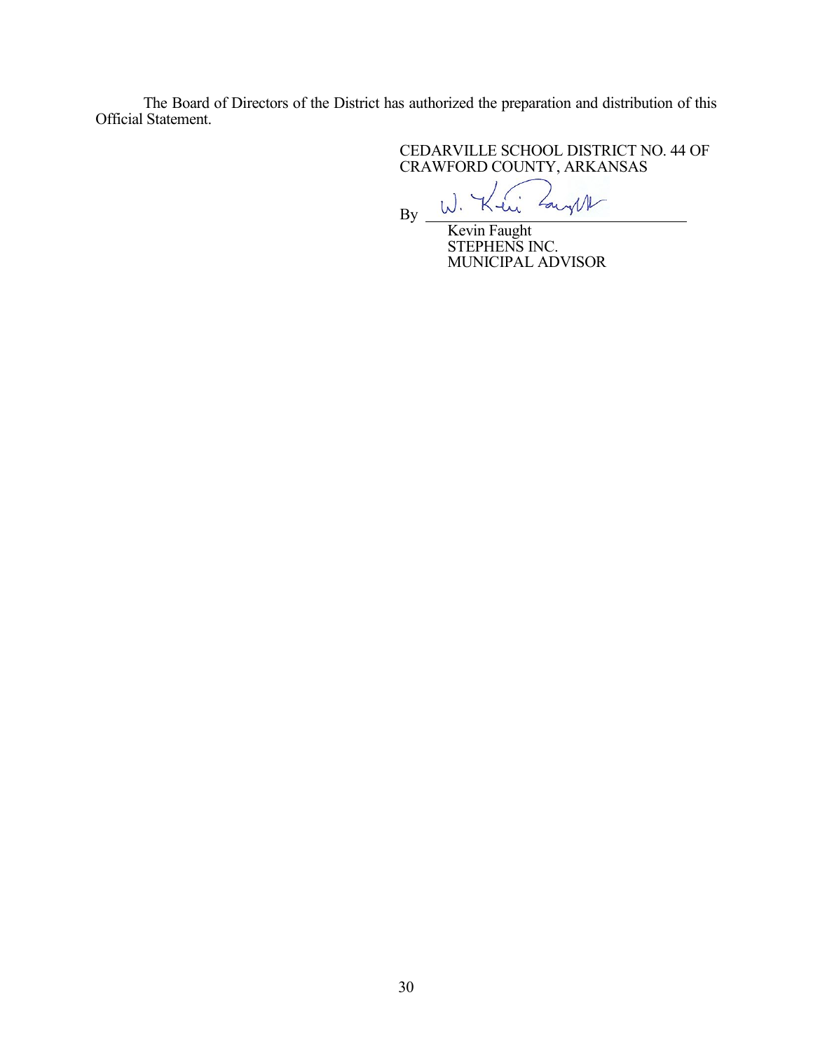The Board of Directors of the District has authorized the preparation and distribution of this Official Statement.

CEDARVILLE SCHOOL DISTRICT NO. 44 OF CRAWFORD COUNTY, ARKANSAS

By ______________________________

Kevin Faught
STEPHENS INC.
MUNICIPAL ADVISOR